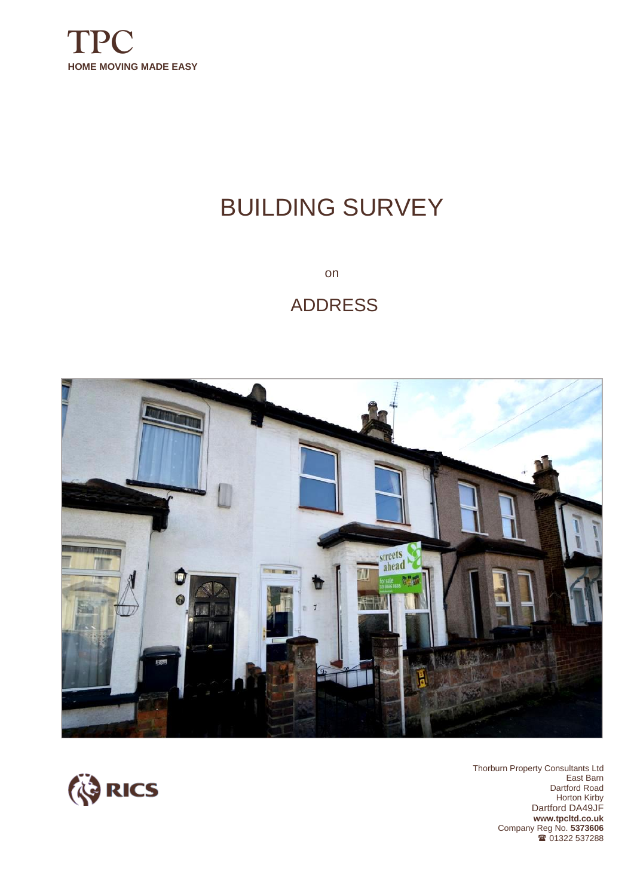TPC

**HOME MOVING MADE EASY**

# BUILDING SURVEY

on

## ADDRESS

RICS

Thorburn Property Consultants Ltd
East Barn
Dartford Road
Horton Kirby
Dartford DA49JF
**www.tpcltd.co.uk**
Company Reg No. **5373606**
☎ 01322 537288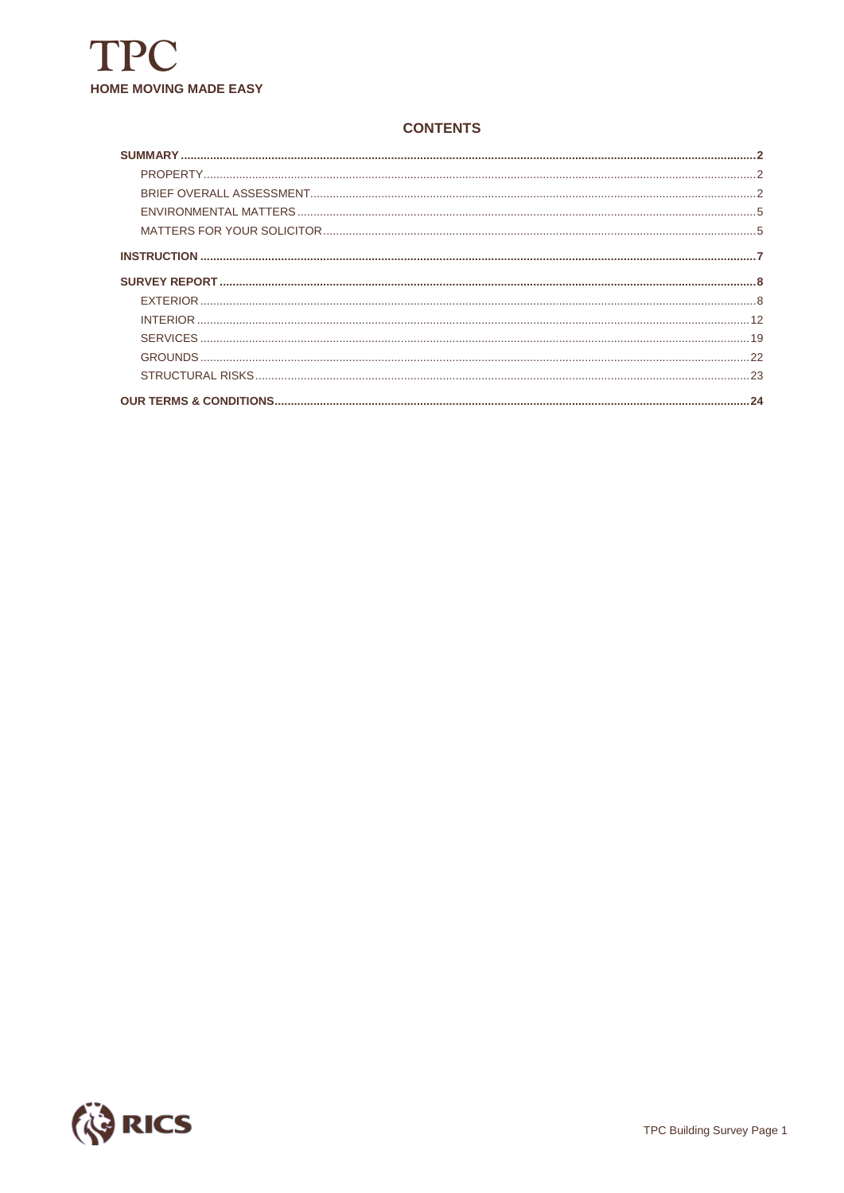TPC

**HOME MOVING MADE EASY**

## CONTENTS

- **SUMMARY** ..... **2**
  - PROPERTY ..... 2
  - BRIEF OVERALL ASSESSMENT ..... 2
  - ENVIRONMENTAL MATTERS ..... 5
  - MATTERS FOR YOUR SOLICITOR ..... 5
- **INSTRUCTION** ..... **7**
- **SURVEY REPORT** ..... **8**
  - EXTERIOR ..... 8
  - INTERIOR ..... 12
  - SERVICES ..... 19
  - GROUNDS ..... 22
  - STRUCTURAL RISKS ..... 23
- **OUR TERMS & CONDITIONS** ..... **24**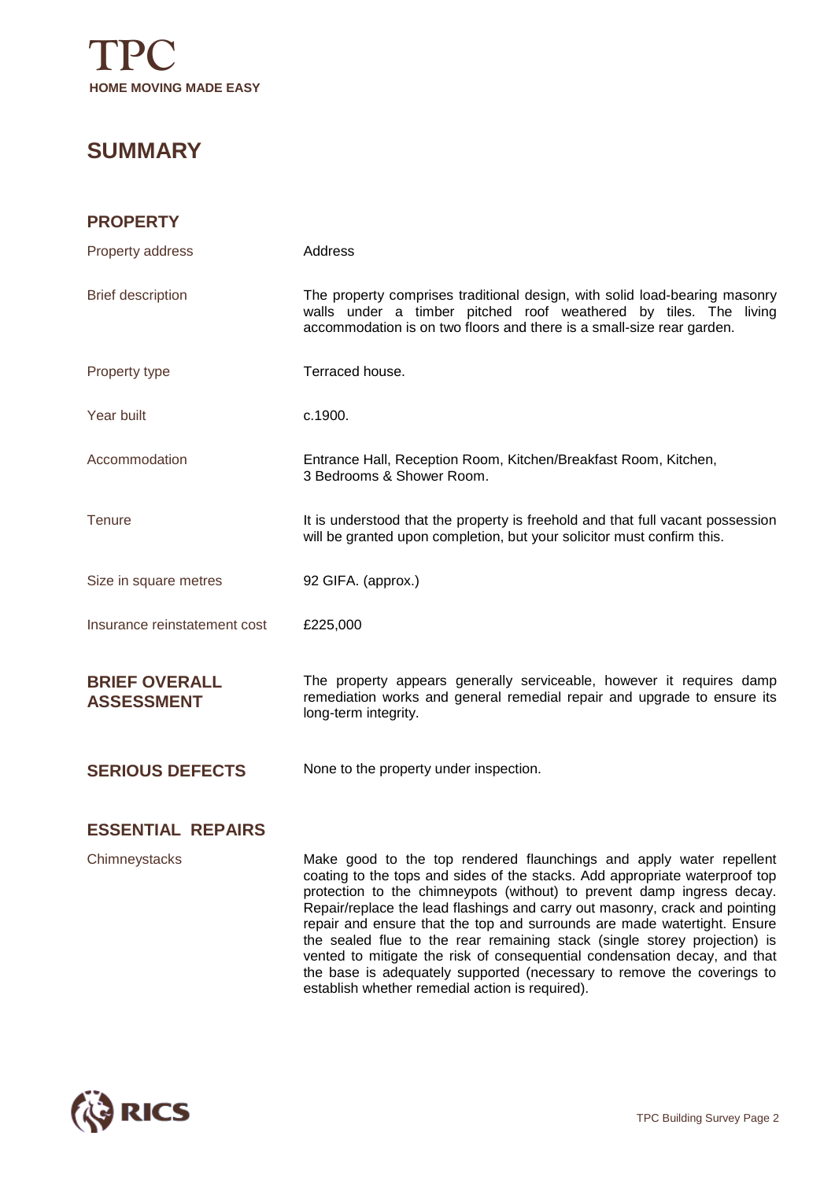# SUMMARY

## PROPERTY

| | |
|---|---|
| Property address | Address |
| Brief description | The property comprises traditional design, with solid load-bearing masonry walls under a timber pitched roof weathered by tiles. The living accommodation is on two floors and there is a small-size rear garden. |
| Property type | Terraced house. |
| Year built | c.1900. |
| Accommodation | Entrance Hall, Reception Room, Kitchen/Breakfast Room, Kitchen, 3 Bedrooms & Shower Room. |
| Tenure | It is understood that the property is freehold and that full vacant possession will be granted upon completion, but your solicitor must confirm this. |
| Size in square metres | 92 GIFA. (approx.) |
| Insurance reinstatement cost | £225,000 |

## BRIEF OVERALL ASSESSMENT

The property appears generally serviceable, however it requires damp remediation works and general remedial repair and upgrade to ensure its long-term integrity.

## SERIOUS DEFECTS

None to the property under inspection.

## ESSENTIAL REPAIRS

**Chimneystacks**

Make good to the top rendered flaunchings and apply water repellent coating to the tops and sides of the stacks. Add appropriate waterproof top protection to the chimneypots (without) to prevent damp ingress decay. Repair/replace the lead flashings and carry out masonry, crack and pointing repair and ensure that the top and surrounds are made watertight. Ensure the sealed flue to the rear remaining stack (single storey projection) is vented to mitigate the risk of consequential condensation decay, and that the base is adequately supported (necessary to remove the coverings to establish whether remedial action is required).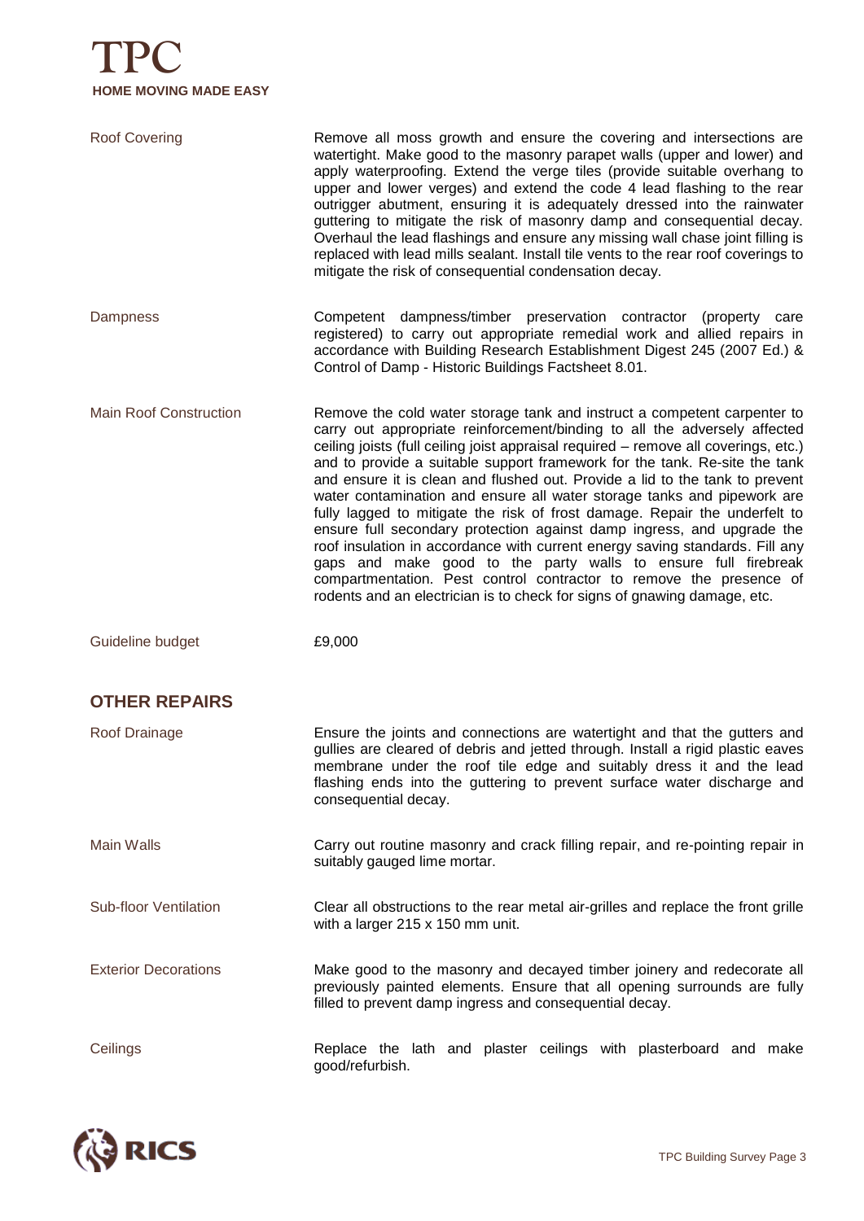| | |
|---|---|
| Roof Covering | Remove all moss growth and ensure the covering and intersections are watertight. Make good to the masonry parapet walls (upper and lower) and apply waterproofing. Extend the verge tiles (provide suitable overhang to upper and lower verges) and extend the code 4 lead flashing to the rear outrigger abutment, ensuring it is adequately dressed into the rainwater guttering to mitigate the risk of masonry damp and consequential decay. Overhaul the lead flashings and ensure any missing wall chase joint filling is replaced with lead mills sealant. Install tile vents to the rear roof coverings to mitigate the risk of consequential condensation decay. |
| Dampness | Competent dampness/timber preservation contractor (property care registered) to carry out appropriate remedial work and allied repairs in accordance with Building Research Establishment Digest 245 (2007 Ed.) & Control of Damp - Historic Buildings Factsheet 8.01. |
| Main Roof Construction | Remove the cold water storage tank and instruct a competent carpenter to carry out appropriate reinforcement/binding to all the adversely affected ceiling joists (full ceiling joist appraisal required – remove all coverings, etc.) and to provide a suitable support framework for the tank. Re-site the tank and ensure it is clean and flushed out. Provide a lid to the tank to prevent water contamination and ensure all water storage tanks and pipework are fully lagged to mitigate the risk of frost damage. Repair the underfelt to ensure full secondary protection against damp ingress, and upgrade the roof insulation in accordance with current energy saving standards. Fill any gaps and make good to the party walls to ensure full firebreak compartmentation. Pest control contractor to remove the presence of rodents and an electrician is to check for signs of gnawing damage, etc. |
| Guideline budget | £9,000 |

## OTHER REPAIRS

| | |
|---|---|
| Roof Drainage | Ensure the joints and connections are watertight and that the gutters and gullies are cleared of debris and jetted through. Install a rigid plastic eaves membrane under the roof tile edge and suitably dress it and the lead flashing ends into the guttering to prevent surface water discharge and consequential decay. |
| Main Walls | Carry out routine masonry and crack filling repair, and re-pointing repair in suitably gauged lime mortar. |
| Sub-floor Ventilation | Clear all obstructions to the rear metal air-grilles and replace the front grille with a larger 215 x 150 mm unit. |
| Exterior Decorations | Make good to the masonry and decayed timber joinery and redecorate all previously painted elements. Ensure that all opening surrounds are fully filled to prevent damp ingress and consequential decay. |
| Ceilings | Replace the lath and plaster ceilings with plasterboard and make good/refurbish. |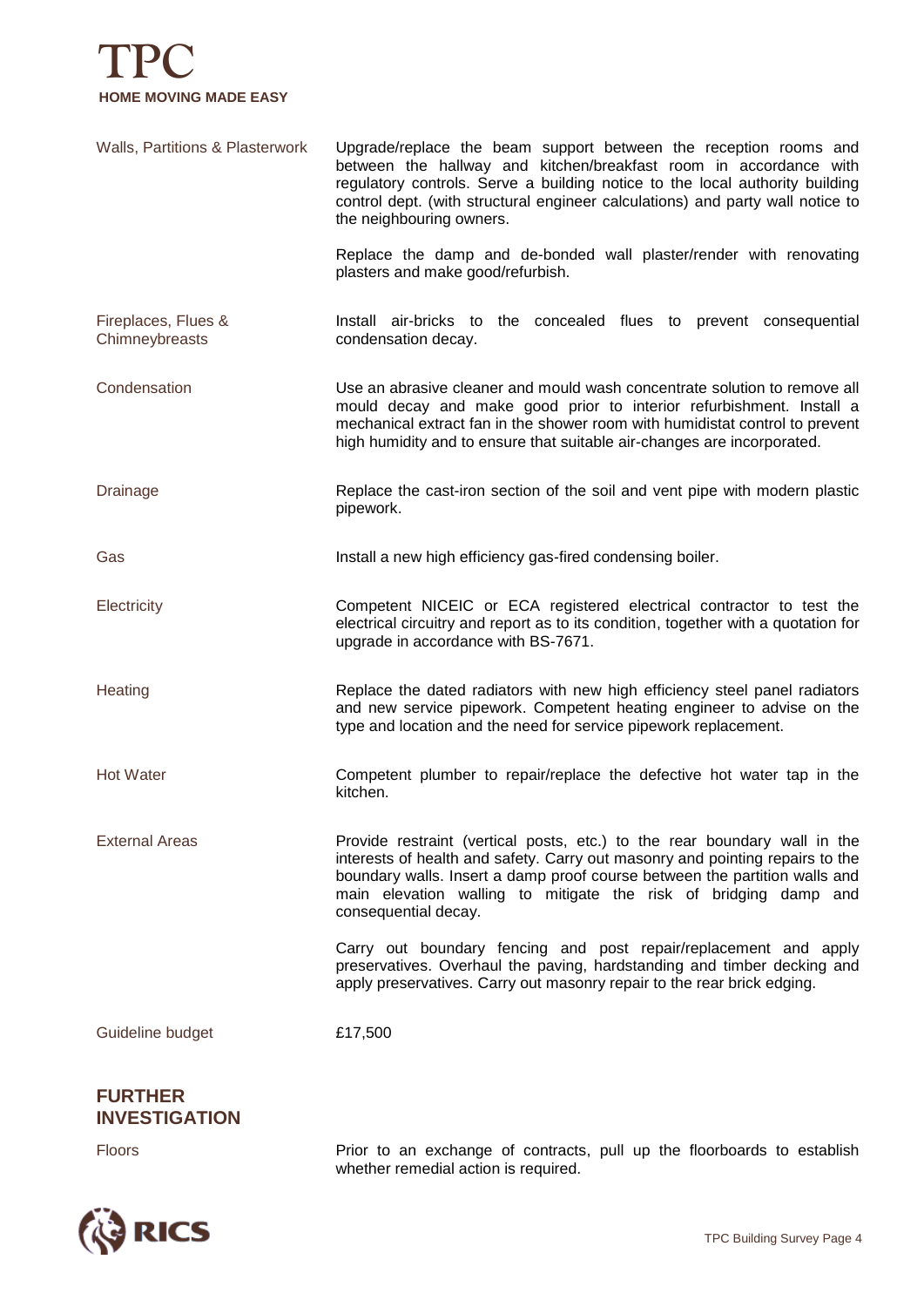| | |
|---|---|
| Walls, Partitions & Plasterwork | Upgrade/replace the beam support between the reception rooms and between the hallway and kitchen/breakfast room in accordance with regulatory controls. Serve a building notice to the local authority building control dept. (with structural engineer calculations) and party wall notice to the neighbouring owners.<br><br>Replace the damp and de-bonded wall plaster/render with renovating plasters and make good/refurbish. |
| Fireplaces, Flues & Chimneybreasts | Install air-bricks to the concealed flues to prevent consequential condensation decay. |
| Condensation | Use an abrasive cleaner and mould wash concentrate solution to remove all mould decay and make good prior to interior refurbishment. Install a mechanical extract fan in the shower room with humidistat control to prevent high humidity and to ensure that suitable air-changes are incorporated. |
| Drainage | Replace the cast-iron section of the soil and vent pipe with modern plastic pipework. |
| Gas | Install a new high efficiency gas-fired condensing boiler. |
| Electricity | Competent NICEIC or ECA registered electrical contractor to test the electrical circuitry and report as to its condition, together with a quotation for upgrade in accordance with BS-7671. |
| Heating | Replace the dated radiators with new high efficiency steel panel radiators and new service pipework. Competent heating engineer to advise on the type and location and the need for service pipework replacement. |
| Hot Water | Competent plumber to repair/replace the defective hot water tap in the kitchen. |
| External Areas | Provide restraint (vertical posts, etc.) to the rear boundary wall in the interests of health and safety. Carry out masonry and pointing repairs to the boundary walls. Insert a damp proof course between the partition walls and main elevation walling to mitigate the risk of bridging damp and consequential decay.<br><br>Carry out boundary fencing and post repair/replacement and apply preservatives. Overhaul the paving, hardstanding and timber decking and apply preservatives. Carry out masonry repair to the rear brick edging. |
| Guideline budget | £17,500 |

## FURTHER INVESTIGATION

| | |
|---|---|
| Floors | Prior to an exchange of contracts, pull up the floorboards to establish whether remedial action is required. |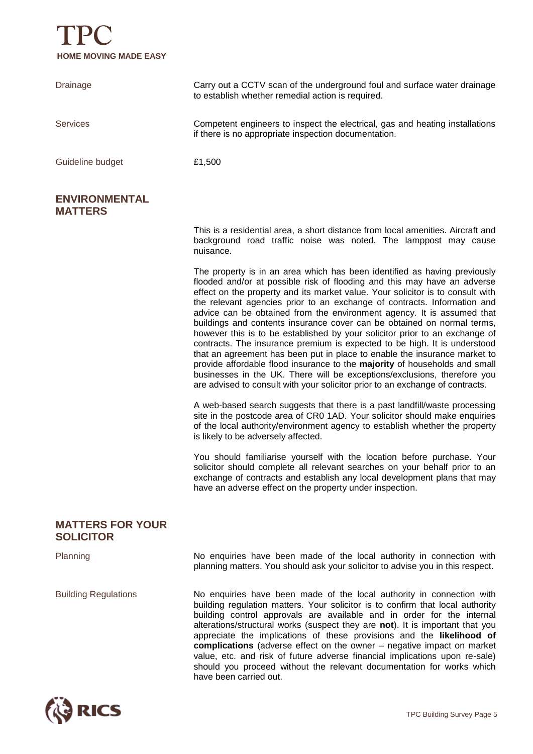**Drainage**

Carry out a CCTV scan of the underground foul and surface water drainage to establish whether remedial action is required.

**Services**

Competent engineers to inspect the electrical, gas and heating installations if there is no appropriate inspection documentation.

**Guideline budget**

£1,500

## ENVIRONMENTAL MATTERS

This is a residential area, a short distance from local amenities. Aircraft and background road traffic noise was noted. The lamppost may cause nuisance.

The property is in an area which has been identified as having previously flooded and/or at possible risk of flooding and this may have an adverse effect on the property and its market value. Your solicitor is to consult with the relevant agencies prior to an exchange of contracts. Information and advice can be obtained from the environment agency. It is assumed that buildings and contents insurance cover can be obtained on normal terms, however this is to be established by your solicitor prior to an exchange of contracts. The insurance premium is expected to be high. It is understood that an agreement has been put in place to enable the insurance market to provide affordable flood insurance to the **majority** of households and small businesses in the UK. There will be exceptions/exclusions, therefore you are advised to consult with your solicitor prior to an exchange of contracts.

A web-based search suggests that there is a past landfill/waste processing site in the postcode area of CR0 1AD. Your solicitor should make enquiries of the local authority/environment agency to establish whether the property is likely to be adversely affected.

You should familiarise yourself with the location before purchase. Your solicitor should complete all relevant searches on your behalf prior to an exchange of contracts and establish any local development plans that may have an adverse effect on the property under inspection.

## MATTERS FOR YOUR SOLICITOR

**Planning**

No enquiries have been made of the local authority in connection with planning matters. You should ask your solicitor to advise you in this respect.

**Building Regulations**

No enquiries have been made of the local authority in connection with building regulation matters. Your solicitor is to confirm that local authority building control approvals are available and in order for the internal alterations/structural works (suspect they are **not**). It is important that you appreciate the implications of these provisions and the **likelihood of complications** (adverse effect on the owner – negative impact on market value, etc. and risk of future adverse financial implications upon re-sale) should you proceed without the relevant documentation for works which have been carried out.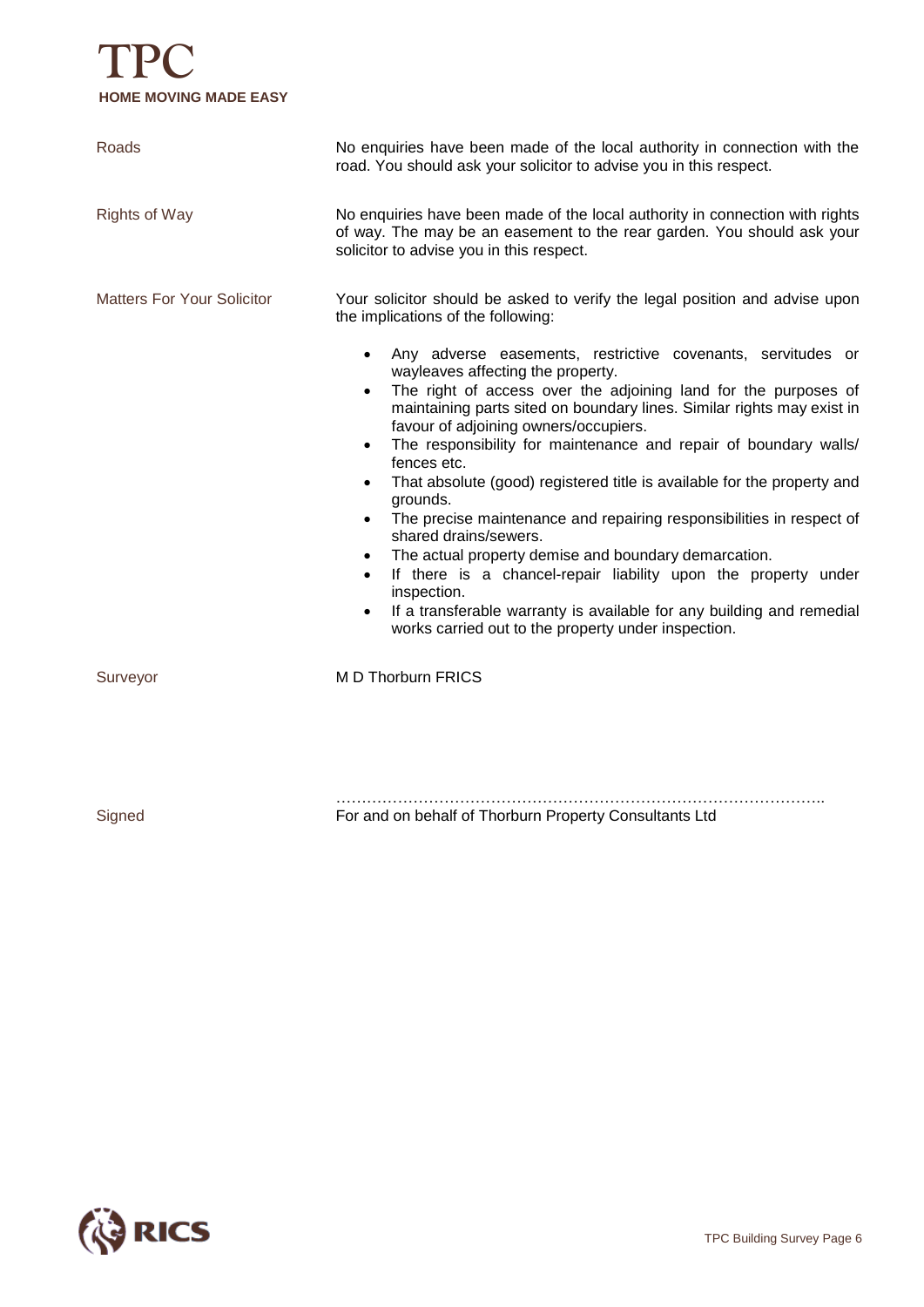**Roads**

No enquiries have been made of the local authority in connection with the road. You should ask your solicitor to advise you in this respect.

**Rights of Way**

No enquiries have been made of the local authority in connection with rights of way. The may be an easement to the rear garden. You should ask your solicitor to advise you in this respect.

**Matters For Your Solicitor**

Your solicitor should be asked to verify the legal position and advise upon the implications of the following:

- Any adverse easements, restrictive covenants, servitudes or wayleaves affecting the property.
- The right of access over the adjoining land for the purposes of maintaining parts sited on boundary lines. Similar rights may exist in favour of adjoining owners/occupiers.
- The responsibility for maintenance and repair of boundary walls/ fences etc.
- That absolute (good) registered title is available for the property and grounds.
- The precise maintenance and repairing responsibilities in respect of shared drains/sewers.
- The actual property demise and boundary demarcation.
- If there is a chancel-repair liability upon the property under inspection.
- If a transferable warranty is available for any building and remedial works carried out to the property under inspection.

**Surveyor**

M D Thorburn FRICS

**Signed**

…………………………………………………………………………………..
For and on behalf of Thorburn Property Consultants Ltd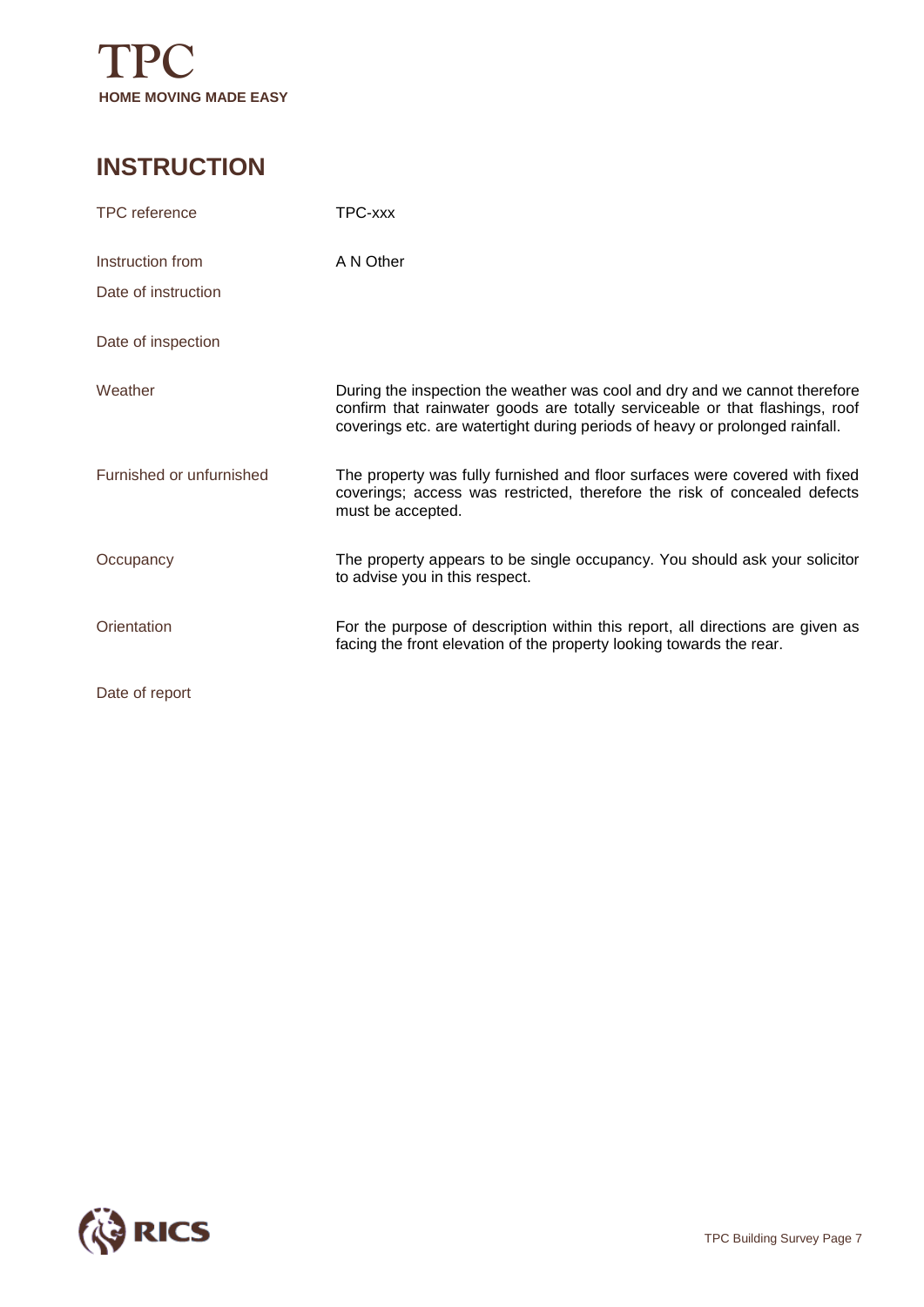## INSTRUCTION

| | |
|---|---|
| TPC reference | TPC-xxx |
| Instruction from | A N Other |
| Date of instruction | |
| Date of inspection | |
| Weather | During the inspection the weather was cool and dry and we cannot therefore confirm that rainwater goods are totally serviceable or that flashings, roof coverings etc. are watertight during periods of heavy or prolonged rainfall. |
| Furnished or unfurnished | The property was fully furnished and floor surfaces were covered with fixed coverings; access was restricted, therefore the risk of concealed defects must be accepted. |
| Occupancy | The property appears to be single occupancy. You should ask your solicitor to advise you in this respect. |
| Orientation | For the purpose of description within this report, all directions are given as facing the front elevation of the property looking towards the rear. |
| Date of report | |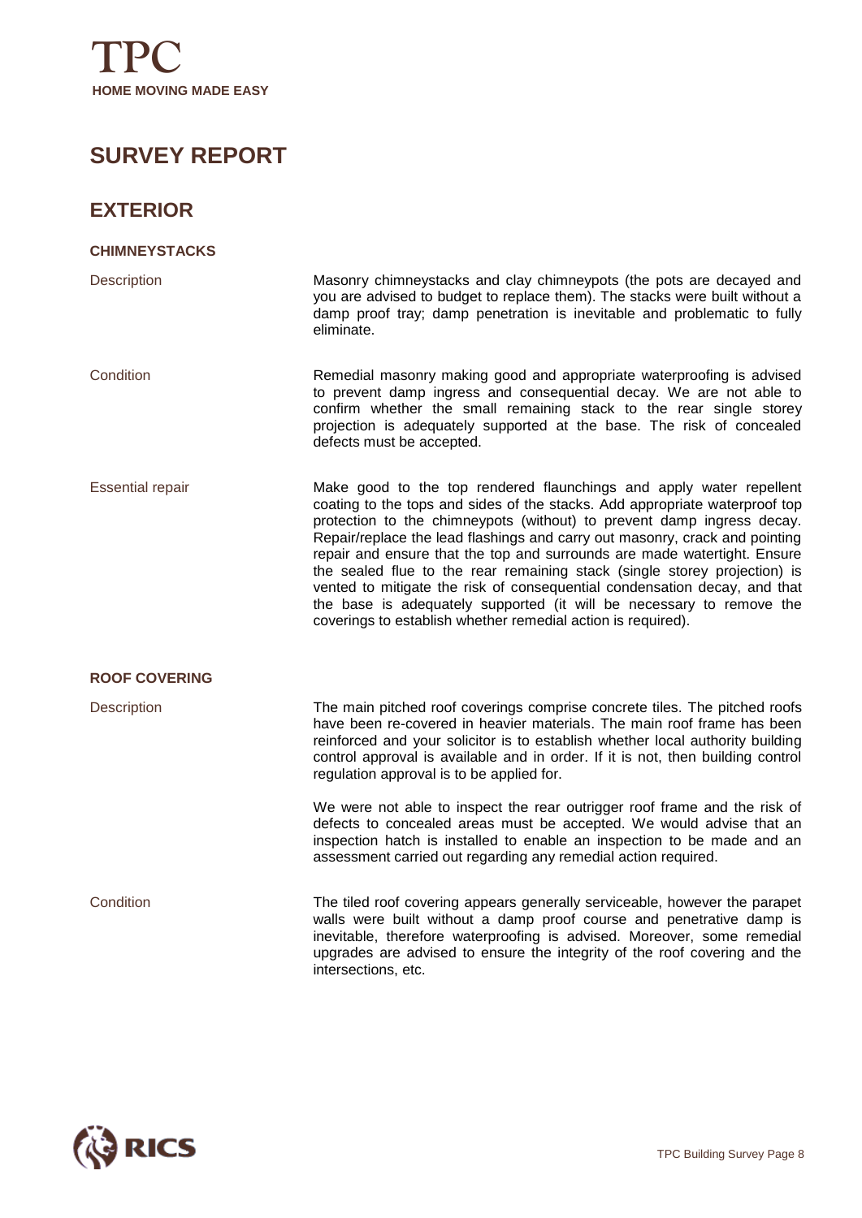# SURVEY REPORT

## EXTERIOR

### CHIMNEYSTACKS

| | |
|---|---|
| Description | Masonry chimneystacks and clay chimneypots (the pots are decayed and you are advised to budget to replace them). The stacks were built without a damp proof tray; damp penetration is inevitable and problematic to fully eliminate. |
| Condition | Remedial masonry making good and appropriate waterproofing is advised to prevent damp ingress and consequential decay. We are not able to confirm whether the small remaining stack to the rear single storey projection is adequately supported at the base. The risk of concealed defects must be accepted. |
| Essential repair | Make good to the top rendered flaunchings and apply water repellent coating to the tops and sides of the stacks. Add appropriate waterproof top protection to the chimneypots (without) to prevent damp ingress decay. Repair/replace the lead flashings and carry out masonry, crack and pointing repair and ensure that the top and surrounds are made watertight. Ensure the sealed flue to the rear remaining stack (single storey projection) is vented to mitigate the risk of consequential condensation decay, and that the base is adequately supported (it will be necessary to remove the coverings to establish whether remedial action is required). |

### ROOF COVERING

| | |
|---|---|
| Description | The main pitched roof coverings comprise concrete tiles. The pitched roofs have been re-covered in heavier materials. The main roof frame has been reinforced and your solicitor is to establish whether local authority building control approval is available and in order. If it is not, then building control regulation approval is to be applied for.<br><br>We were not able to inspect the rear outrigger roof frame and the risk of defects to concealed areas must be accepted. We would advise that an inspection hatch is installed to enable an inspection to be made and an assessment carried out regarding any remedial action required. |
| Condition | The tiled roof covering appears generally serviceable, however the parapet walls were built without a damp proof course and penetrative damp is inevitable, therefore waterproofing is advised. Moreover, some remedial upgrades are advised to ensure the integrity of the roof covering and the intersections, etc. |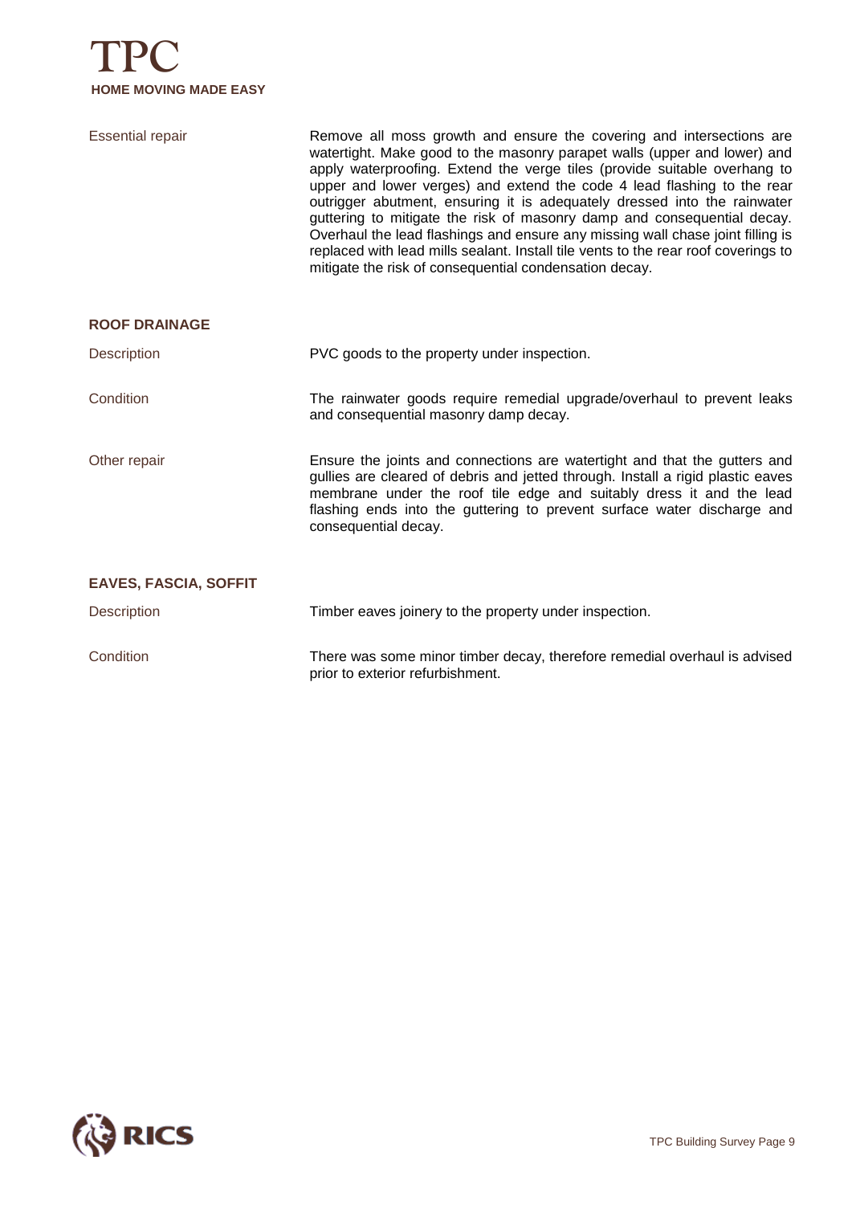Essential repair

Remove all moss growth and ensure the covering and intersections are watertight. Make good to the masonry parapet walls (upper and lower) and apply waterproofing. Extend the verge tiles (provide suitable overhang to upper and lower verges) and extend the code 4 lead flashing to the rear outrigger abutment, ensuring it is adequately dressed into the rainwater guttering to mitigate the risk of masonry damp and consequential decay. Overhaul the lead flashings and ensure any missing wall chase joint filling is replaced with lead mills sealant. Install tile vents to the rear roof coverings to mitigate the risk of consequential condensation decay.

## ROOF DRAINAGE

Description

PVC goods to the property under inspection.

Condition

The rainwater goods require remedial upgrade/overhaul to prevent leaks and consequential masonry damp decay.

Other repair

Ensure the joints and connections are watertight and that the gutters and gullies are cleared of debris and jetted through. Install a rigid plastic eaves membrane under the roof tile edge and suitably dress it and the lead flashing ends into the guttering to prevent surface water discharge and consequential decay.

## EAVES, FASCIA, SOFFIT

Description

Timber eaves joinery to the property under inspection.

Condition

There was some minor timber decay, therefore remedial overhaul is advised prior to exterior refurbishment.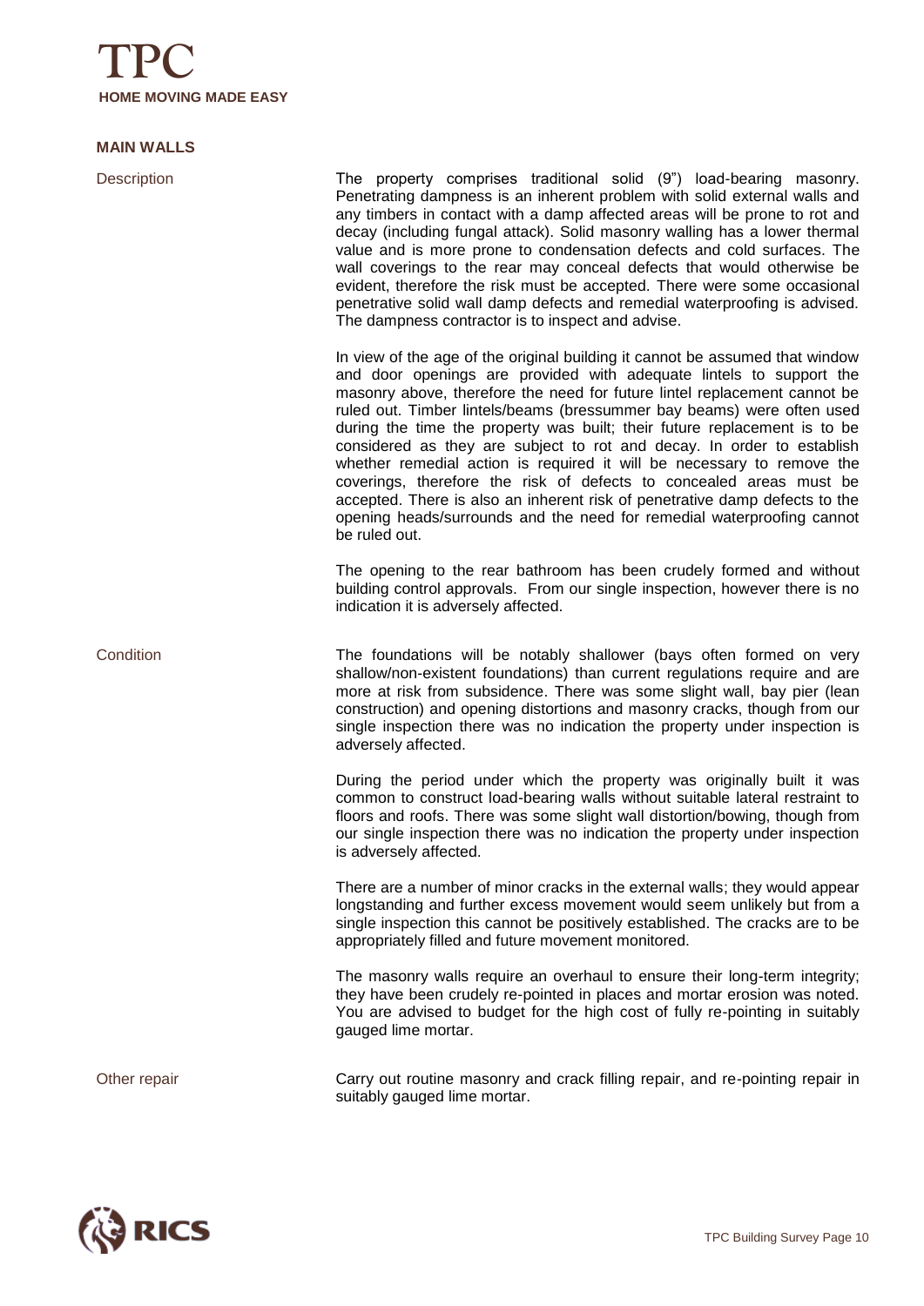## MAIN WALLS

**Description**

The property comprises traditional solid (9") load-bearing masonry. Penetrating dampness is an inherent problem with solid external walls and any timbers in contact with a damp affected areas will be prone to rot and decay (including fungal attack). Solid masonry walling has a lower thermal value and is more prone to condensation defects and cold surfaces. The wall coverings to the rear may conceal defects that would otherwise be evident, therefore the risk must be accepted. There were some occasional penetrative solid wall damp defects and remedial waterproofing is advised. The dampness contractor is to inspect and advise.

In view of the age of the original building it cannot be assumed that window and door openings are provided with adequate lintels to support the masonry above, therefore the need for future lintel replacement cannot be ruled out. Timber lintels/beams (bressummer bay beams) were often used during the time the property was built; their future replacement is to be considered as they are subject to rot and decay. In order to establish whether remedial action is required it will be necessary to remove the coverings, therefore the risk of defects to concealed areas must be accepted. There is also an inherent risk of penetrative damp defects to the opening heads/surrounds and the need for remedial waterproofing cannot be ruled out.

The opening to the rear bathroom has been crudely formed and without building control approvals. From our single inspection, however there is no indication it is adversely affected.

**Condition**

The foundations will be notably shallower (bays often formed on very shallow/non-existent foundations) than current regulations require and are more at risk from subsidence. There was some slight wall, bay pier (lean construction) and opening distortions and masonry cracks, though from our single inspection there was no indication the property under inspection is adversely affected.

During the period under which the property was originally built it was common to construct load-bearing walls without suitable lateral restraint to floors and roofs. There was some slight wall distortion/bowing, though from our single inspection there was no indication the property under inspection is adversely affected.

There are a number of minor cracks in the external walls; they would appear longstanding and further excess movement would seem unlikely but from a single inspection this cannot be positively established. The cracks are to be appropriately filled and future movement monitored.

The masonry walls require an overhaul to ensure their long-term integrity; they have been crudely re-pointed in places and mortar erosion was noted. You are advised to budget for the high cost of fully re-pointing in suitably gauged lime mortar.

**Other repair**

Carry out routine masonry and crack filling repair, and re-pointing repair in suitably gauged lime mortar.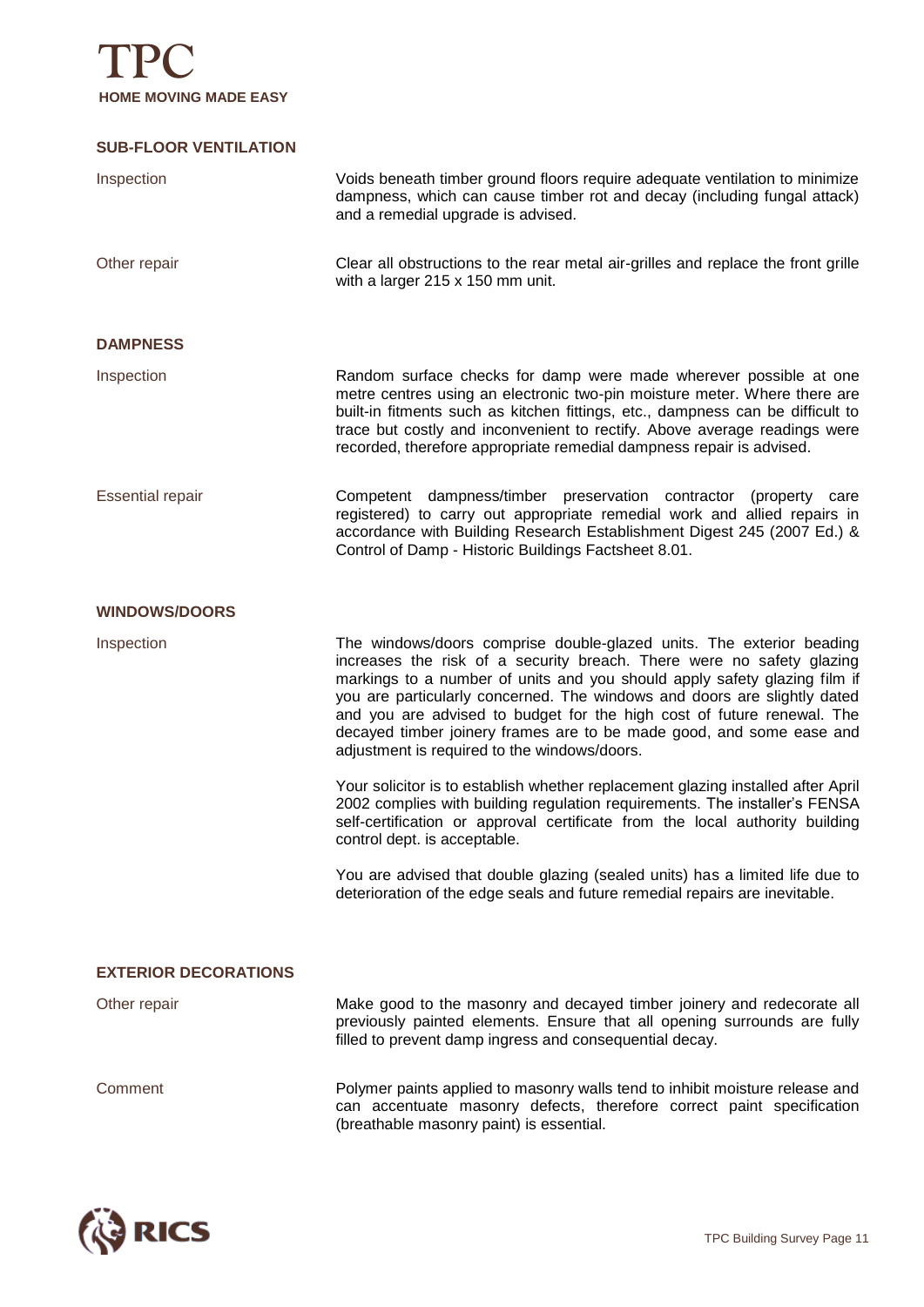## SUB-FLOOR VENTILATION

| | |
|---|---|
| Inspection | Voids beneath timber ground floors require adequate ventilation to minimize dampness, which can cause timber rot and decay (including fungal attack) and a remedial upgrade is advised. |
| Other repair | Clear all obstructions to the rear metal air-grilles and replace the front grille with a larger 215 x 150 mm unit. |

## DAMPNESS

| | |
|---|---|
| Inspection | Random surface checks for damp were made wherever possible at one metre centres using an electronic two-pin moisture meter. Where there are built-in fitments such as kitchen fittings, etc., dampness can be difficult to trace but costly and inconvenient to rectify. Above average readings were recorded, therefore appropriate remedial dampness repair is advised. |
| Essential repair | Competent dampness/timber preservation contractor (property care registered) to carry out appropriate remedial work and allied repairs in accordance with Building Research Establishment Digest 245 (2007 Ed.) & Control of Damp - Historic Buildings Factsheet 8.01. |

## WINDOWS/DOORS

| | |
|---|---|
| Inspection | The windows/doors comprise double-glazed units. The exterior beading increases the risk of a security breach. There were no safety glazing markings to a number of units and you should apply safety glazing film if you are particularly concerned. The windows and doors are slightly dated and you are advised to budget for the high cost of future renewal. The decayed timber joinery frames are to be made good, and some ease and adjustment is required to the windows/doors.<br><br>Your solicitor is to establish whether replacement glazing installed after April 2002 complies with building regulation requirements. The installer's FENSA self-certification or approval certificate from the local authority building control dept. is acceptable.<br><br>You are advised that double glazing (sealed units) has a limited life due to deterioration of the edge seals and future remedial repairs are inevitable. |

## EXTERIOR DECORATIONS

| | |
|---|---|
| Other repair | Make good to the masonry and decayed timber joinery and redecorate all previously painted elements. Ensure that all opening surrounds are fully filled to prevent damp ingress and consequential decay. |
| Comment | Polymer paints applied to masonry walls tend to inhibit moisture release and can accentuate masonry defects, therefore correct paint specification (breathable masonry paint) is essential. |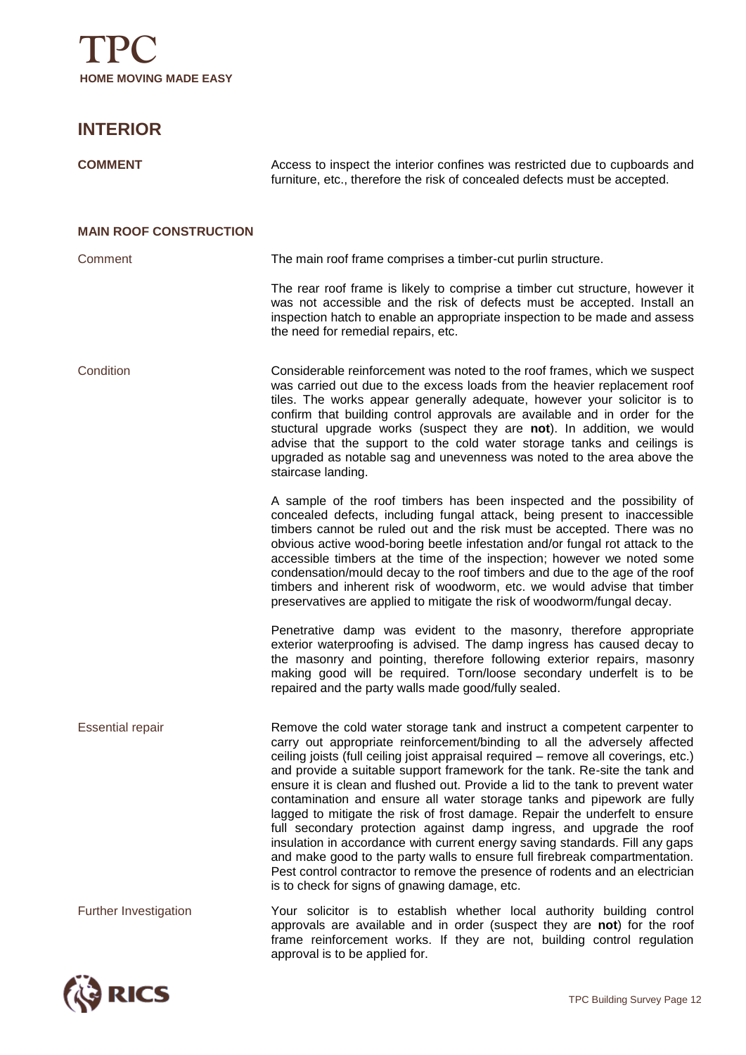## INTERIOR

**COMMENT**

Access to inspect the interior confines was restricted due to cupboards and furniture, etc., therefore the risk of concealed defects must be accepted.

### MAIN ROOF CONSTRUCTION

**Comment**

The main roof frame comprises a timber-cut purlin structure.

The rear roof frame is likely to comprise a timber cut structure, however it was not accessible and the risk of defects must be accepted. Install an inspection hatch to enable an appropriate inspection to be made and assess the need for remedial repairs, etc.

**Condition**

Considerable reinforcement was noted to the roof frames, which we suspect was carried out due to the excess loads from the heavier replacement roof tiles. The works appear generally adequate, however your solicitor is to confirm that building control approvals are available and in order for the stuctural upgrade works (suspect they are **not**). In addition, we would advise that the support to the cold water storage tanks and ceilings is upgraded as notable sag and unevenness was noted to the area above the staircase landing.

A sample of the roof timbers has been inspected and the possibility of concealed defects, including fungal attack, being present to inaccessible timbers cannot be ruled out and the risk must be accepted. There was no obvious active wood-boring beetle infestation and/or fungal rot attack to the accessible timbers at the time of the inspection; however we noted some condensation/mould decay to the roof timbers and due to the age of the roof timbers and inherent risk of woodworm, etc. we would advise that timber preservatives are applied to mitigate the risk of woodworm/fungal decay.

Penetrative damp was evident to the masonry, therefore appropriate exterior waterproofing is advised. The damp ingress has caused decay to the masonry and pointing, therefore following exterior repairs, masonry making good will be required. Torn/loose secondary underfelt is to be repaired and the party walls made good/fully sealed.

**Essential repair**

Remove the cold water storage tank and instruct a competent carpenter to carry out appropriate reinforcement/binding to all the adversely affected ceiling joists (full ceiling joist appraisal required – remove all coverings, etc.) and provide a suitable support framework for the tank. Re-site the tank and ensure it is clean and flushed out. Provide a lid to the tank to prevent water contamination and ensure all water storage tanks and pipework are fully lagged to mitigate the risk of frost damage. Repair the underfelt to ensure full secondary protection against damp ingress, and upgrade the roof insulation in accordance with current energy saving standards. Fill any gaps and make good to the party walls to ensure full firebreak compartmentation. Pest control contractor to remove the presence of rodents and an electrician is to check for signs of gnawing damage, etc.

**Further Investigation**

Your solicitor is to establish whether local authority building control approvals are available and in order (suspect they are **not**) for the roof frame reinforcement works. If they are not, building control regulation approval is to be applied for.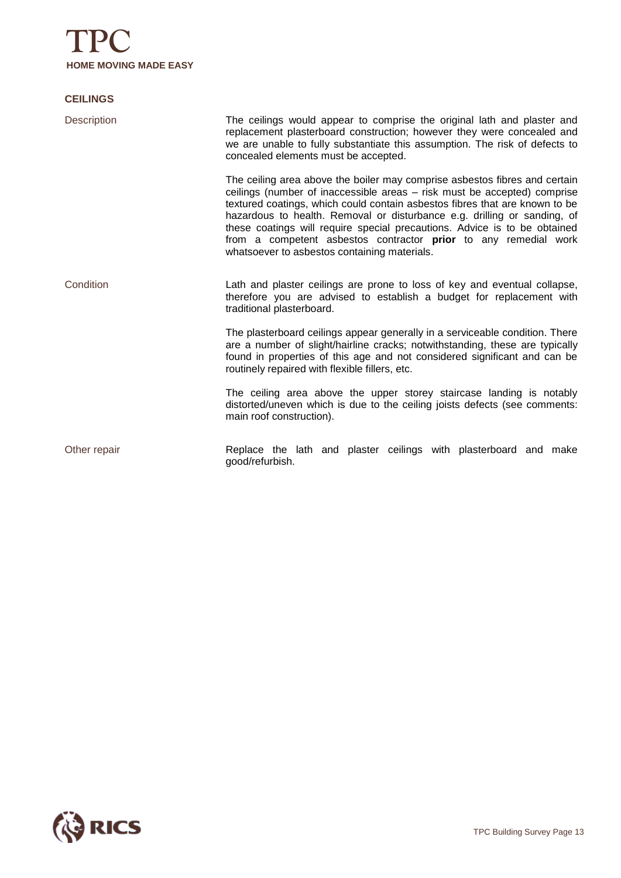## CEILINGS

**Description**

The ceilings would appear to comprise the original lath and plaster and replacement plasterboard construction; however they were concealed and we are unable to fully substantiate this assumption. The risk of defects to concealed elements must be accepted.

The ceiling area above the boiler may comprise asbestos fibres and certain ceilings (number of inaccessible areas – risk must be accepted) comprise textured coatings, which could contain asbestos fibres that are known to be hazardous to health. Removal or disturbance e.g. drilling or sanding, of these coatings will require special precautions. Advice is to be obtained from a competent asbestos contractor **prior** to any remedial work whatsoever to asbestos containing materials.

**Condition**

Lath and plaster ceilings are prone to loss of key and eventual collapse, therefore you are advised to establish a budget for replacement with traditional plasterboard.

The plasterboard ceilings appear generally in a serviceable condition. There are a number of slight/hairline cracks; notwithstanding, these are typically found in properties of this age and not considered significant and can be routinely repaired with flexible fillers, etc.

The ceiling area above the upper storey staircase landing is notably distorted/uneven which is due to the ceiling joists defects (see comments: main roof construction).

**Other repair**

Replace the lath and plaster ceilings with plasterboard and make good/refurbish.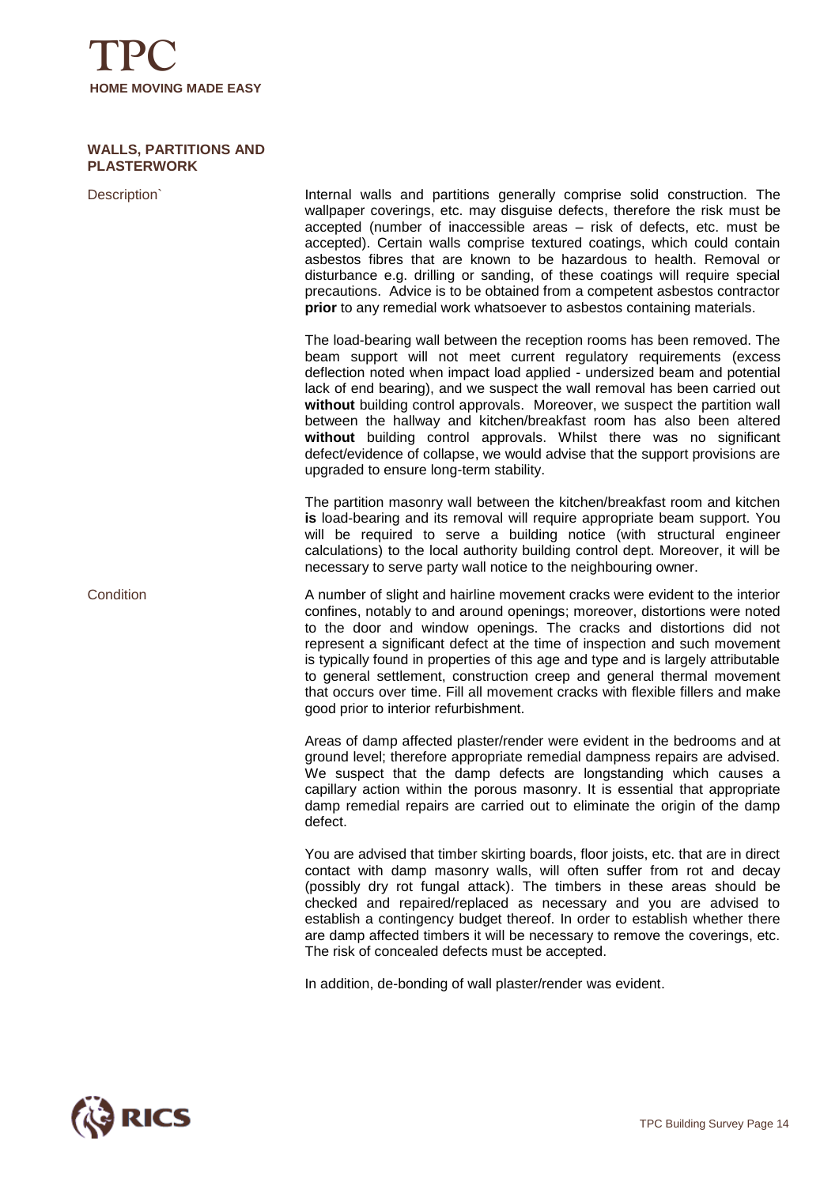## WALLS, PARTITIONS AND PLASTERWORK

**Description`**

Internal walls and partitions generally comprise solid construction. The wallpaper coverings, etc. may disguise defects, therefore the risk must be accepted (number of inaccessible areas – risk of defects, etc. must be accepted). Certain walls comprise textured coatings, which could contain asbestos fibres that are known to be hazardous to health. Removal or disturbance e.g. drilling or sanding, of these coatings will require special precautions. Advice is to be obtained from a competent asbestos contractor **prior** to any remedial work whatsoever to asbestos containing materials.

The load-bearing wall between the reception rooms has been removed. The beam support will not meet current regulatory requirements (excess deflection noted when impact load applied - undersized beam and potential lack of end bearing), and we suspect the wall removal has been carried out **without** building control approvals. Moreover, we suspect the partition wall between the hallway and kitchen/breakfast room has also been altered **without** building control approvals. Whilst there was no significant defect/evidence of collapse, we would advise that the support provisions are upgraded to ensure long-term stability.

The partition masonry wall between the kitchen/breakfast room and kitchen **is** load-bearing and its removal will require appropriate beam support. You will be required to serve a building notice (with structural engineer calculations) to the local authority building control dept. Moreover, it will be necessary to serve party wall notice to the neighbouring owner.

**Condition**

A number of slight and hairline movement cracks were evident to the interior confines, notably to and around openings; moreover, distortions were noted to the door and window openings. The cracks and distortions did not represent a significant defect at the time of inspection and such movement is typically found in properties of this age and type and is largely attributable to general settlement, construction creep and general thermal movement that occurs over time. Fill all movement cracks with flexible fillers and make good prior to interior refurbishment.

Areas of damp affected plaster/render were evident in the bedrooms and at ground level; therefore appropriate remedial dampness repairs are advised. We suspect that the damp defects are longstanding which causes a capillary action within the porous masonry. It is essential that appropriate damp remedial repairs are carried out to eliminate the origin of the damp defect.

You are advised that timber skirting boards, floor joists, etc. that are in direct contact with damp masonry walls, will often suffer from rot and decay (possibly dry rot fungal attack). The timbers in these areas should be checked and repaired/replaced as necessary and you are advised to establish a contingency budget thereof. In order to establish whether there are damp affected timbers it will be necessary to remove the coverings, etc. The risk of concealed defects must be accepted.

In addition, de-bonding of wall plaster/render was evident.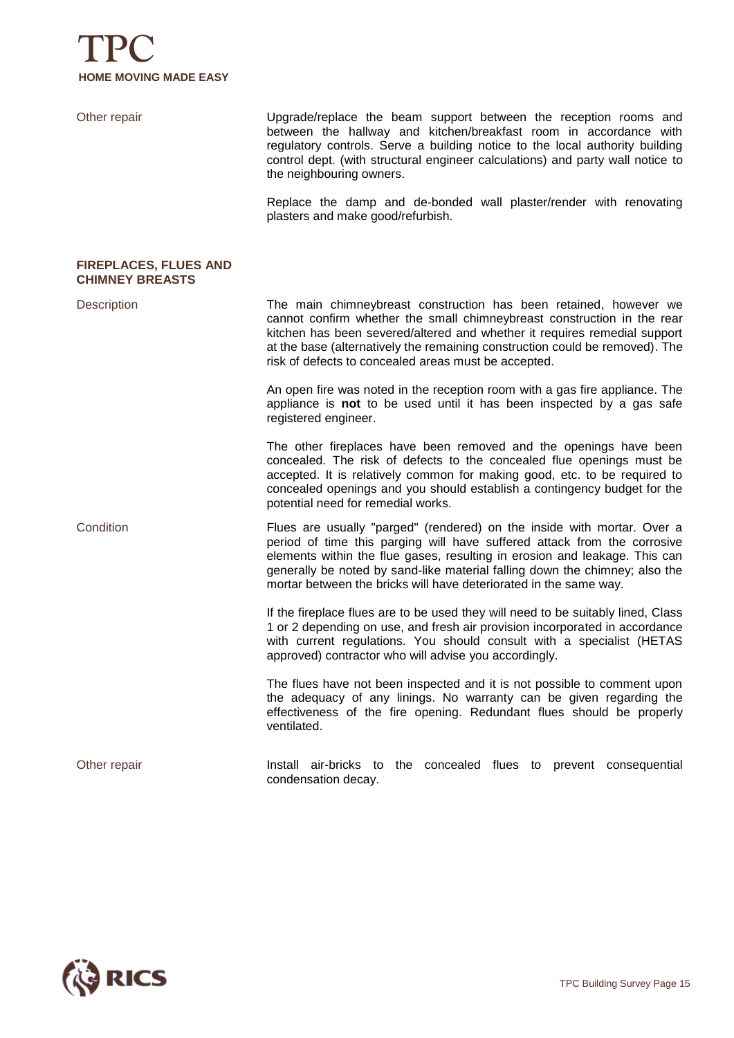Other repair

Upgrade/replace the beam support between the reception rooms and between the hallway and kitchen/breakfast room in accordance with regulatory controls. Serve a building notice to the local authority building control dept. (with structural engineer calculations) and party wall notice to the neighbouring owners.

Replace the damp and de-bonded wall plaster/render with renovating plasters and make good/refurbish.

## FIREPLACES, FLUES AND CHIMNEY BREASTS

Description

The main chimneybreast construction has been retained, however we cannot confirm whether the small chimneybreast construction in the rear kitchen has been severed/altered and whether it requires remedial support at the base (alternatively the remaining construction could be removed). The risk of defects to concealed areas must be accepted.

An open fire was noted in the reception room with a gas fire appliance. The appliance is **not** to be used until it has been inspected by a gas safe registered engineer.

The other fireplaces have been removed and the openings have been concealed. The risk of defects to the concealed flue openings must be accepted. It is relatively common for making good, etc. to be required to concealed openings and you should establish a contingency budget for the potential need for remedial works.

Condition

Flues are usually "parged" (rendered) on the inside with mortar. Over a period of time this parging will have suffered attack from the corrosive elements within the flue gases, resulting in erosion and leakage. This can generally be noted by sand-like material falling down the chimney; also the mortar between the bricks will have deteriorated in the same way.

If the fireplace flues are to be used they will need to be suitably lined, Class 1 or 2 depending on use, and fresh air provision incorporated in accordance with current regulations. You should consult with a specialist (HETAS approved) contractor who will advise you accordingly.

The flues have not been inspected and it is not possible to comment upon the adequacy of any linings. No warranty can be given regarding the effectiveness of the fire opening. Redundant flues should be properly ventilated.

Other repair

Install air-bricks to the concealed flues to prevent consequential condensation decay.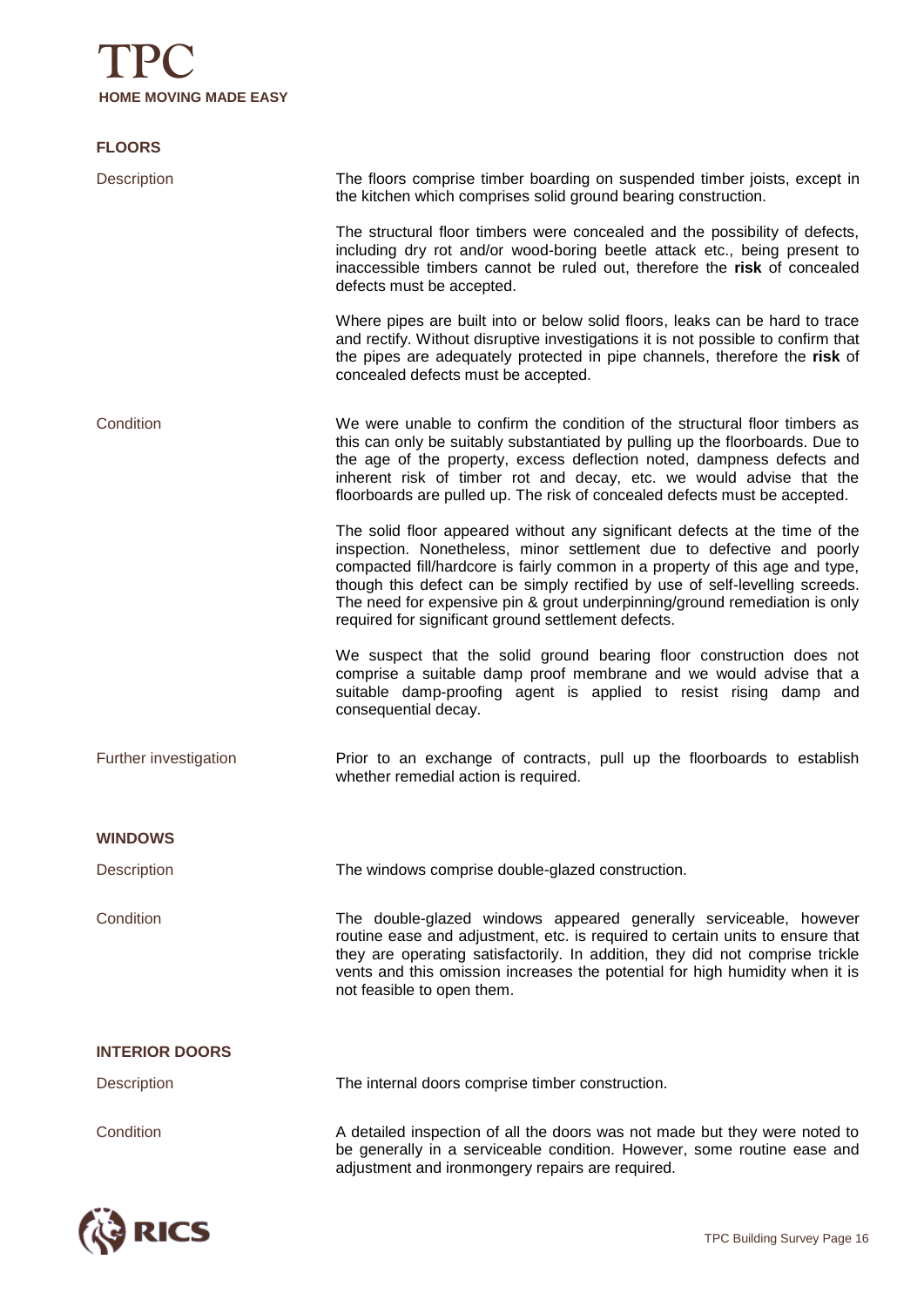## FLOORS

**Description**

The floors comprise timber boarding on suspended timber joists, except in the kitchen which comprises solid ground bearing construction.

The structural floor timbers were concealed and the possibility of defects, including dry rot and/or wood-boring beetle attack etc., being present to inaccessible timbers cannot be ruled out, therefore the **risk** of concealed defects must be accepted.

Where pipes are built into or below solid floors, leaks can be hard to trace and rectify. Without disruptive investigations it is not possible to confirm that the pipes are adequately protected in pipe channels, therefore the **risk** of concealed defects must be accepted.

**Condition**

We were unable to confirm the condition of the structural floor timbers as this can only be suitably substantiated by pulling up the floorboards. Due to the age of the property, excess deflection noted, dampness defects and inherent risk of timber rot and decay, etc. we would advise that the floorboards are pulled up. The risk of concealed defects must be accepted.

The solid floor appeared without any significant defects at the time of the inspection. Nonetheless, minor settlement due to defective and poorly compacted fill/hardcore is fairly common in a property of this age and type, though this defect can be simply rectified by use of self-levelling screeds. The need for expensive pin & grout underpinning/ground remediation is only required for significant ground settlement defects.

We suspect that the solid ground bearing floor construction does not comprise a suitable damp proof membrane and we would advise that a suitable damp-proofing agent is applied to resist rising damp and consequential decay.

**Further investigation**

Prior to an exchange of contracts, pull up the floorboards to establish whether remedial action is required.

## WINDOWS

**Description**

The windows comprise double-glazed construction.

**Condition**

The double-glazed windows appeared generally serviceable, however routine ease and adjustment, etc. is required to certain units to ensure that they are operating satisfactorily. In addition, they did not comprise trickle vents and this omission increases the potential for high humidity when it is not feasible to open them.

## INTERIOR DOORS

**Description**

The internal doors comprise timber construction.

**Condition**

A detailed inspection of all the doors was not made but they were noted to be generally in a serviceable condition. However, some routine ease and adjustment and ironmongery repairs are required.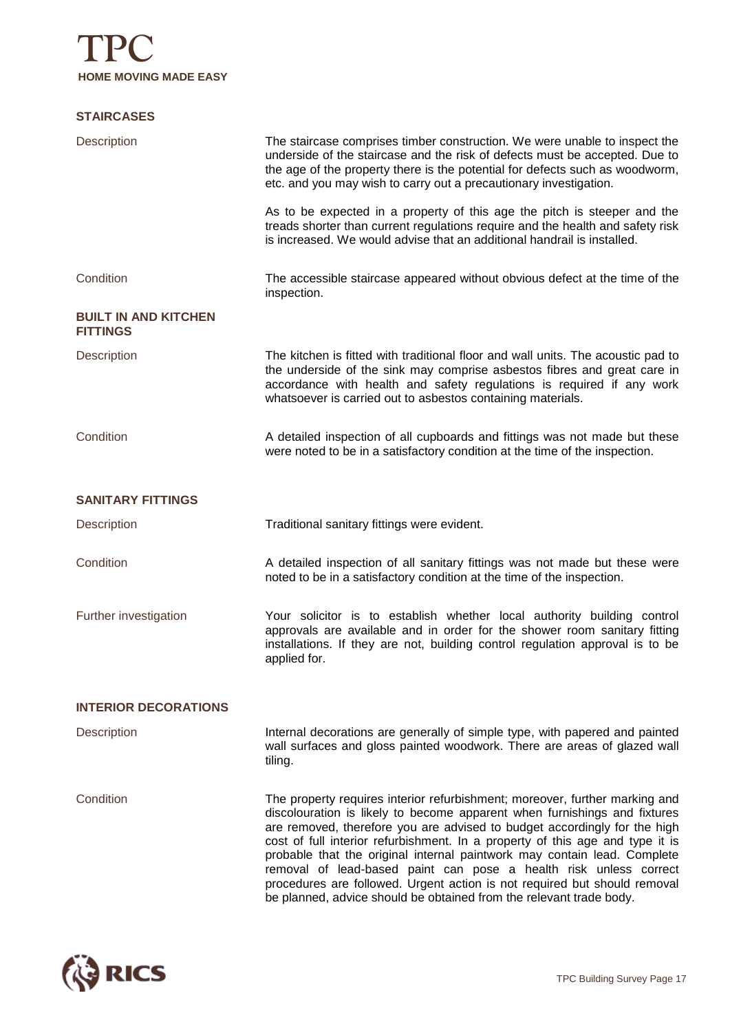## STAIRCASES

**Description**

The staircase comprises timber construction. We were unable to inspect the underside of the staircase and the risk of defects must be accepted. Due to the age of the property there is the potential for defects such as woodworm, etc. and you may wish to carry out a precautionary investigation.

As to be expected in a property of this age the pitch is steeper and the treads shorter than current regulations require and the health and safety risk is increased. We would advise that an additional handrail is installed.

**Condition**

The accessible staircase appeared without obvious defect at the time of the inspection.

## BUILT IN AND KITCHEN FITTINGS

**Description**

The kitchen is fitted with traditional floor and wall units. The acoustic pad to the underside of the sink may comprise asbestos fibres and great care in accordance with health and safety regulations is required if any work whatsoever is carried out to asbestos containing materials.

**Condition**

A detailed inspection of all cupboards and fittings was not made but these were noted to be in a satisfactory condition at the time of the inspection.

## SANITARY FITTINGS

**Description**

Traditional sanitary fittings were evident.

**Condition**

A detailed inspection of all sanitary fittings was not made but these were noted to be in a satisfactory condition at the time of the inspection.

**Further investigation**

Your solicitor is to establish whether local authority building control approvals are available and in order for the shower room sanitary fitting installations. If they are not, building control regulation approval is to be applied for.

## INTERIOR DECORATIONS

**Description**

Internal decorations are generally of simple type, with papered and painted wall surfaces and gloss painted woodwork. There are areas of glazed wall tiling.

**Condition**

The property requires interior refurbishment; moreover, further marking and discolouration is likely to become apparent when furnishings and fixtures are removed, therefore you are advised to budget accordingly for the high cost of full interior refurbishment. In a property of this age and type it is probable that the original internal paintwork may contain lead. Complete removal of lead-based paint can pose a health risk unless correct procedures are followed. Urgent action is not required but should removal be planned, advice should be obtained from the relevant trade body.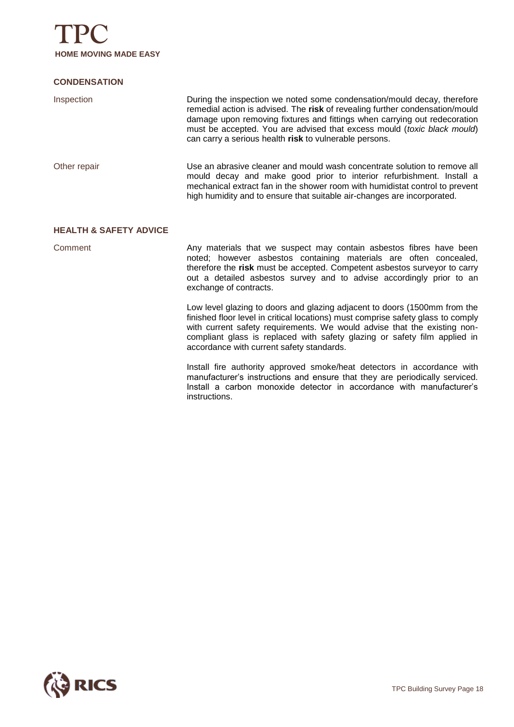## CONDENSATION

Inspection

During the inspection we noted some condensation/mould decay, therefore remedial action is advised. The **risk** of revealing further condensation/mould damage upon removing fixtures and fittings when carrying out redecoration must be accepted. You are advised that excess mould (*toxic black mould*) can carry a serious health **risk** to vulnerable persons.

Other repair

Use an abrasive cleaner and mould wash concentrate solution to remove all mould decay and make good prior to interior refurbishment. Install a mechanical extract fan in the shower room with humidistat control to prevent high humidity and to ensure that suitable air-changes are incorporated.

## HEALTH & SAFETY ADVICE

Comment

Any materials that we suspect may contain asbestos fibres have been noted; however asbestos containing materials are often concealed, therefore the **risk** must be accepted. Competent asbestos surveyor to carry out a detailed asbestos survey and to advise accordingly prior to an exchange of contracts.

Low level glazing to doors and glazing adjacent to doors (1500mm from the finished floor level in critical locations) must comprise safety glass to comply with current safety requirements. We would advise that the existing non-compliant glass is replaced with safety glazing or safety film applied in accordance with current safety standards.

Install fire authority approved smoke/heat detectors in accordance with manufacturer's instructions and ensure that they are periodically serviced. Install a carbon monoxide detector in accordance with manufacturer's instructions.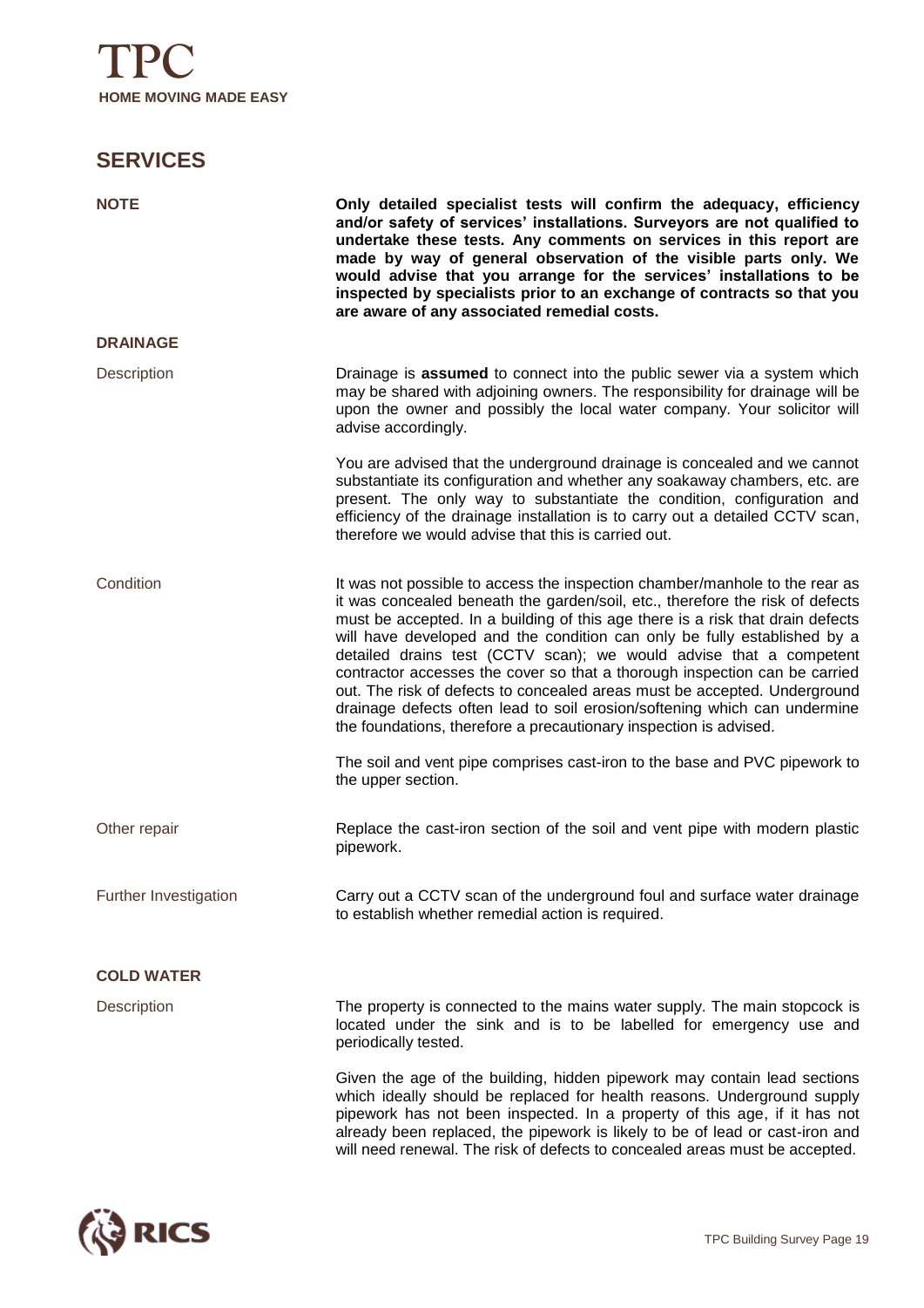## SERVICES

**NOTE**

**Only detailed specialist tests will confirm the adequacy, efficiency and/or safety of services' installations. Surveyors are not qualified to undertake these tests. Any comments on services in this report are made by way of general observation of the visible parts only. We would advise that you arrange for the services' installations to be inspected by specialists prior to an exchange of contracts so that you are aware of any associated remedial costs.**

### DRAINAGE

**Description**

Drainage is **assumed** to connect into the public sewer via a system which may be shared with adjoining owners. The responsibility for drainage will be upon the owner and possibly the local water company. Your solicitor will advise accordingly.

You are advised that the underground drainage is concealed and we cannot substantiate its configuration and whether any soakaway chambers, etc. are present. The only way to substantiate the condition, configuration and efficiency of the drainage installation is to carry out a detailed CCTV scan, therefore we would advise that this is carried out.

**Condition**

It was not possible to access the inspection chamber/manhole to the rear as it was concealed beneath the garden/soil, etc., therefore the risk of defects must be accepted. In a building of this age there is a risk that drain defects will have developed and the condition can only be fully established by a detailed drains test (CCTV scan); we would advise that a competent contractor accesses the cover so that a thorough inspection can be carried out. The risk of defects to concealed areas must be accepted. Underground drainage defects often lead to soil erosion/softening which can undermine the foundations, therefore a precautionary inspection is advised.

The soil and vent pipe comprises cast-iron to the base and PVC pipework to the upper section.

**Other repair**

Replace the cast-iron section of the soil and vent pipe with modern plastic pipework.

**Further Investigation**

Carry out a CCTV scan of the underground foul and surface water drainage to establish whether remedial action is required.

### COLD WATER

**Description**

The property is connected to the mains water supply. The main stopcock is located under the sink and is to be labelled for emergency use and periodically tested.

Given the age of the building, hidden pipework may contain lead sections which ideally should be replaced for health reasons. Underground supply pipework has not been inspected. In a property of this age, if it has not already been replaced, the pipework is likely to be of lead or cast-iron and will need renewal. The risk of defects to concealed areas must be accepted.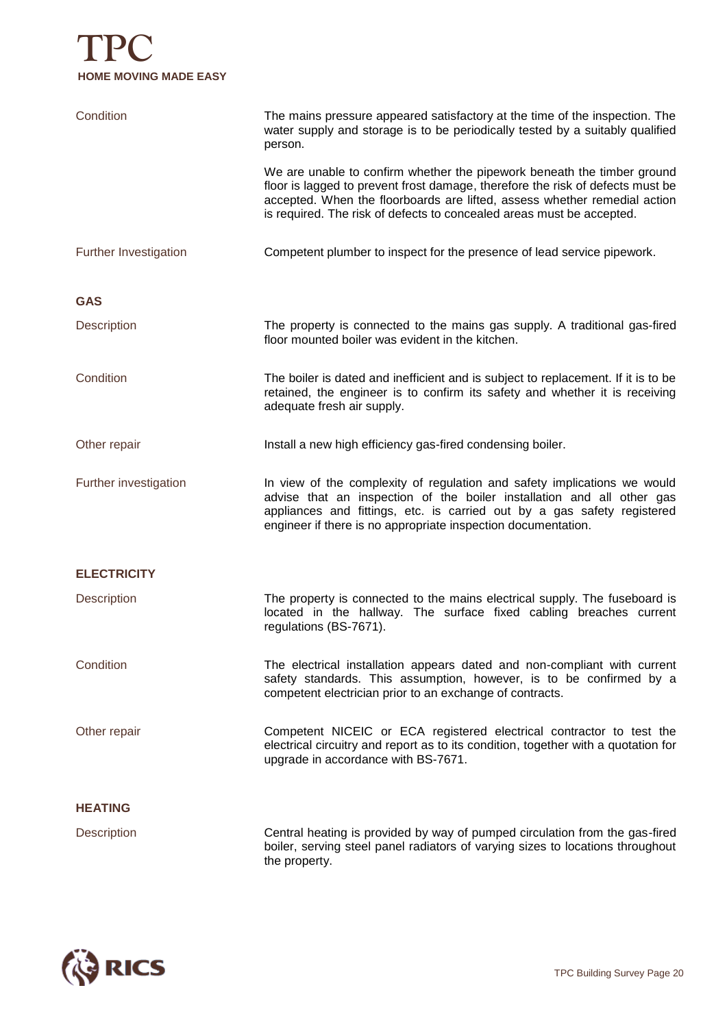| | |
|---|---|
| Condition | The mains pressure appeared satisfactory at the time of the inspection. The water supply and storage is to be periodically tested by a suitably qualified person.<br><br>We are unable to confirm whether the pipework beneath the timber ground floor is lagged to prevent frost damage, therefore the risk of defects must be accepted. When the floorboards are lifted, assess whether remedial action is required. The risk of defects to concealed areas must be accepted. |
| Further Investigation | Competent plumber to inspect for the presence of lead service pipework. |

**GAS**

| | |
|---|---|
| Description | The property is connected to the mains gas supply. A traditional gas-fired floor mounted boiler was evident in the kitchen. |
| Condition | The boiler is dated and inefficient and is subject to replacement. If it is to be retained, the engineer is to confirm its safety and whether it is receiving adequate fresh air supply. |
| Other repair | Install a new high efficiency gas-fired condensing boiler. |
| Further investigation | In view of the complexity of regulation and safety implications we would advise that an inspection of the boiler installation and all other gas appliances and fittings, etc. is carried out by a gas safety registered engineer if there is no appropriate inspection documentation. |

**ELECTRICITY**

| | |
|---|---|
| Description | The property is connected to the mains electrical supply. The fuseboard is located in the hallway. The surface fixed cabling breaches current regulations (BS-7671). |
| Condition | The electrical installation appears dated and non-compliant with current safety standards. This assumption, however, is to be confirmed by a competent electrician prior to an exchange of contracts. |
| Other repair | Competent NICEIC or ECA registered electrical contractor to test the electrical circuitry and report as to its condition, together with a quotation for upgrade in accordance with BS-7671. |

**HEATING**

| | |
|---|---|
| Description | Central heating is provided by way of pumped circulation from the gas-fired boiler, serving steel panel radiators of varying sizes to locations throughout the property. |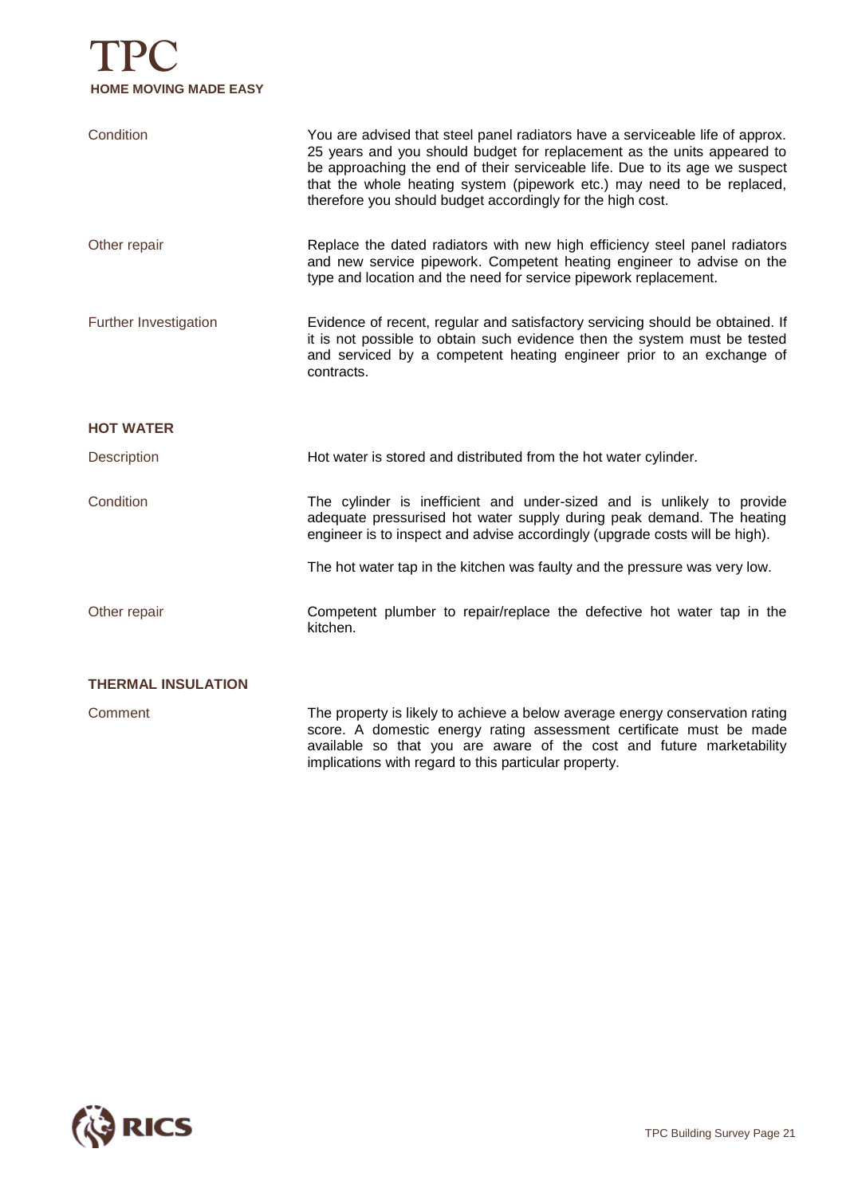| | |
|---|---|
| Condition | You are advised that steel panel radiators have a serviceable life of approx. 25 years and you should budget for replacement as the units appeared to be approaching the end of their serviceable life. Due to its age we suspect that the whole heating system (pipework etc.) may need to be replaced, therefore you should budget accordingly for the high cost. |
| Other repair | Replace the dated radiators with new high efficiency steel panel radiators and new service pipework. Competent heating engineer to advise on the type and location and the need for service pipework replacement. |
| Further Investigation | Evidence of recent, regular and satisfactory servicing should be obtained. If it is not possible to obtain such evidence then the system must be tested and serviced by a competent heating engineer prior to an exchange of contracts. |

**HOT WATER**

| | |
|---|---|
| Description | Hot water is stored and distributed from the hot water cylinder. |
| Condition | The cylinder is inefficient and under-sized and is unlikely to provide adequate pressurised hot water supply during peak demand. The heating engineer is to inspect and advise accordingly (upgrade costs will be high).<br><br>The hot water tap in the kitchen was faulty and the pressure was very low. |
| Other repair | Competent plumber to repair/replace the defective hot water tap in the kitchen. |

**THERMAL INSULATION**

| | |
|---|---|
| Comment | The property is likely to achieve a below average energy conservation rating score. A domestic energy rating assessment certificate must be made available so that you are aware of the cost and future marketability implications with regard to this particular property. |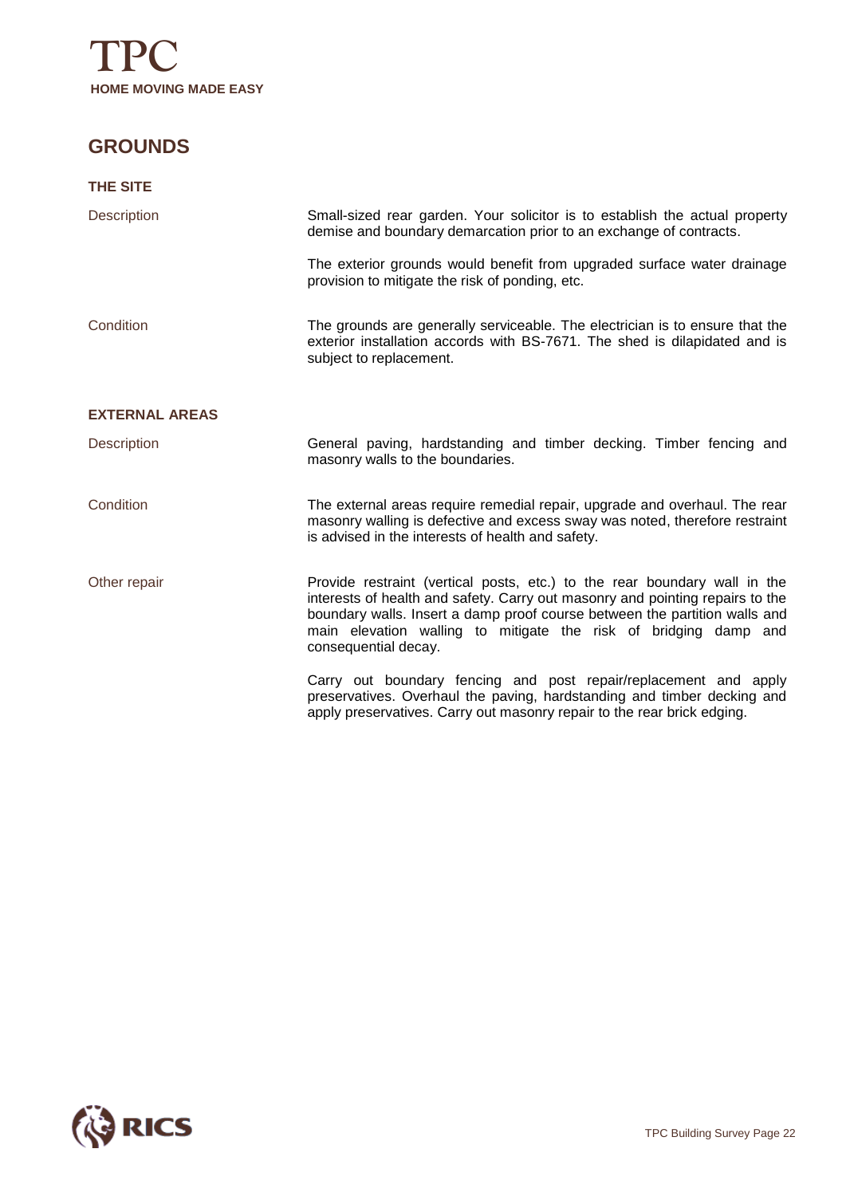## GROUNDS

### THE SITE

| | |
|---|---|
| Description | Small-sized rear garden. Your solicitor is to establish the actual property demise and boundary demarcation prior to an exchange of contracts.<br><br>The exterior grounds would benefit from upgraded surface water drainage provision to mitigate the risk of ponding, etc. |
| Condition | The grounds are generally serviceable. The electrician is to ensure that the exterior installation accords with BS-7671. The shed is dilapidated and is subject to replacement. |

### EXTERNAL AREAS

| | |
|---|---|
| Description | General paving, hardstanding and timber decking. Timber fencing and masonry walls to the boundaries. |
| Condition | The external areas require remedial repair, upgrade and overhaul. The rear masonry walling is defective and excess sway was noted, therefore restraint is advised in the interests of health and safety. |
| Other repair | Provide restraint (vertical posts, etc.) to the rear boundary wall in the interests of health and safety. Carry out masonry and pointing repairs to the boundary walls. Insert a damp proof course between the partition walls and main elevation walling to mitigate the risk of bridging damp and consequential decay.<br><br>Carry out boundary fencing and post repair/replacement and apply preservatives. Overhaul the paving, hardstanding and timber decking and apply preservatives. Carry out masonry repair to the rear brick edging. |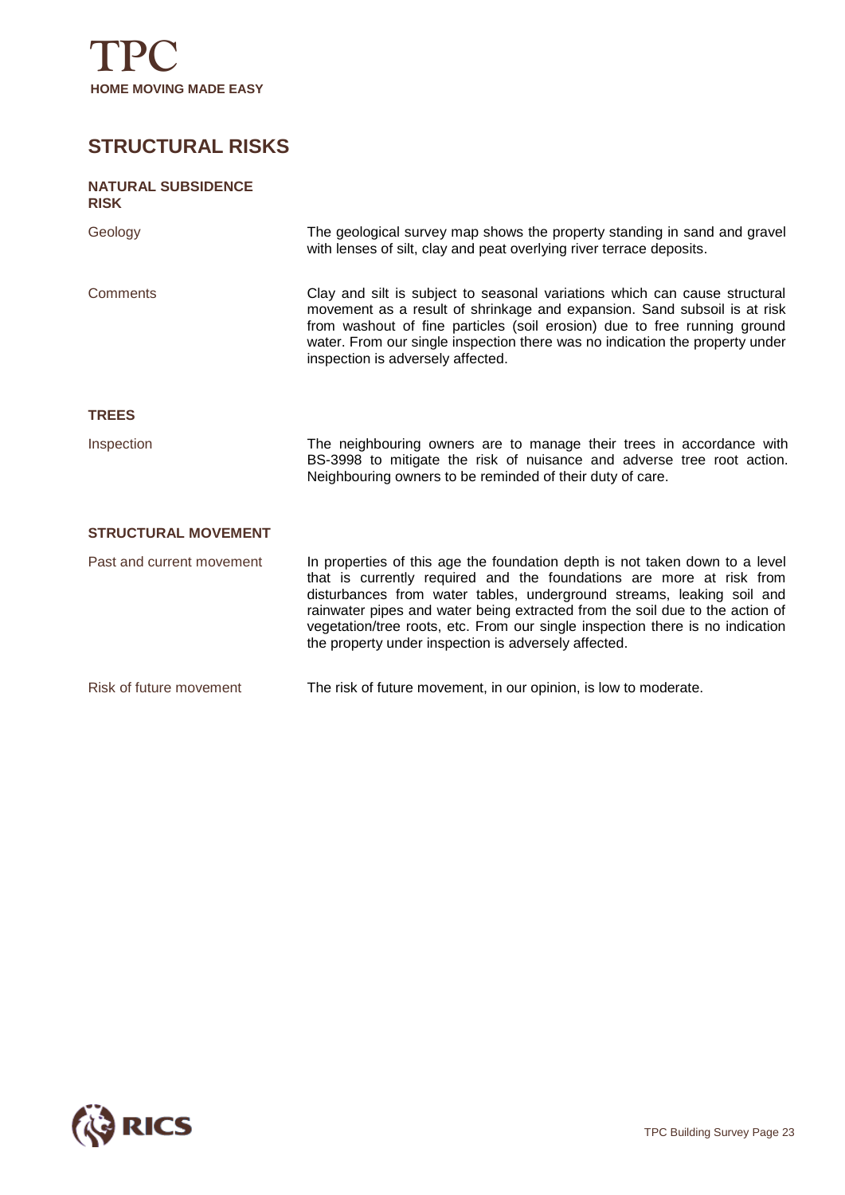## STRUCTURAL RISKS

### NATURAL SUBSIDENCE RISK

| | |
|---|---|
| Geology | The geological survey map shows the property standing in sand and gravel with lenses of silt, clay and peat overlying river terrace deposits. |
| Comments | Clay and silt is subject to seasonal variations which can cause structural movement as a result of shrinkage and expansion. Sand subsoil is at risk from washout of fine particles (soil erosion) due to free running ground water. From our single inspection there was no indication the property under inspection is adversely affected. |

### TREES

| | |
|---|---|
| Inspection | The neighbouring owners are to manage their trees in accordance with BS-3998 to mitigate the risk of nuisance and adverse tree root action. Neighbouring owners to be reminded of their duty of care. |

### STRUCTURAL MOVEMENT

| | |
|---|---|
| Past and current movement | In properties of this age the foundation depth is not taken down to a level that is currently required and the foundations are more at risk from disturbances from water tables, underground streams, leaking soil and rainwater pipes and water being extracted from the soil due to the action of vegetation/tree roots, etc. From our single inspection there is no indication the property under inspection is adversely affected. |
| Risk of future movement | The risk of future movement, in our opinion, is low to moderate. |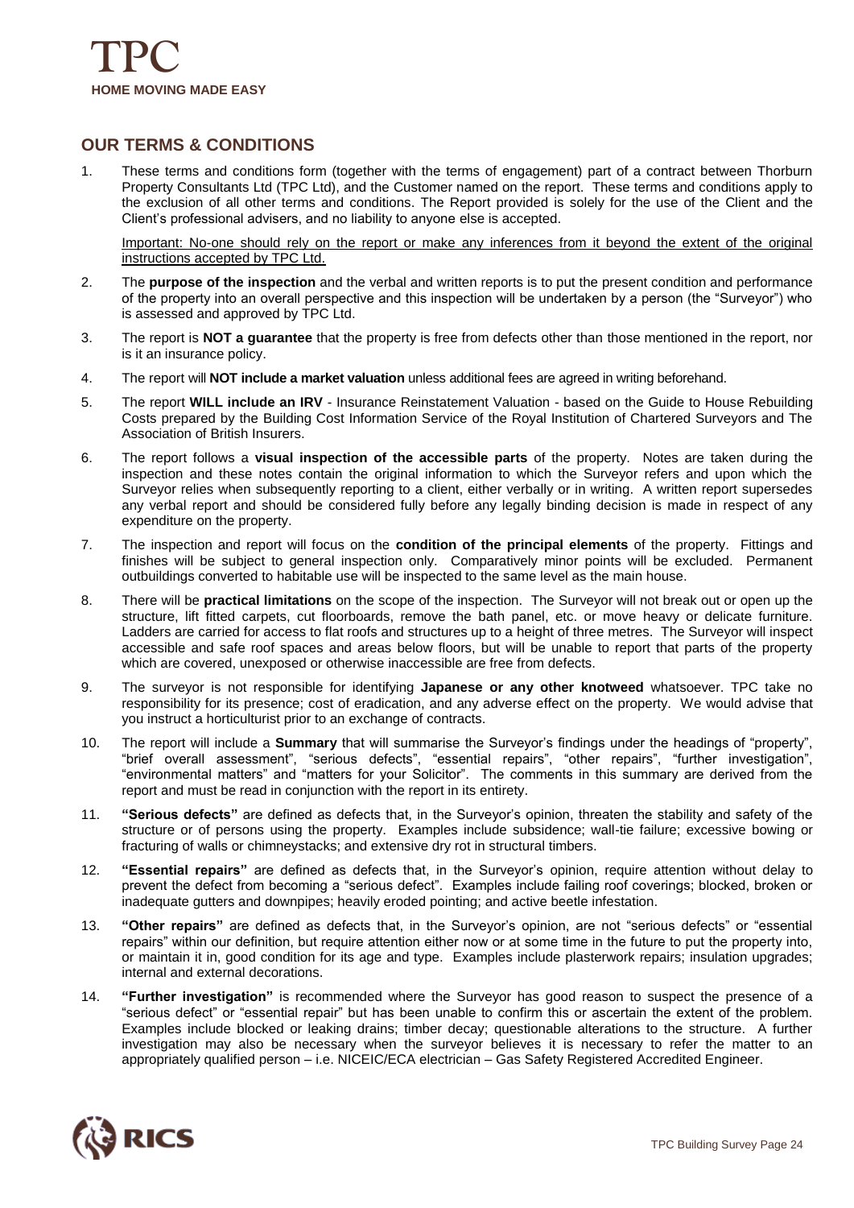TPC
**HOME MOVING MADE EASY**

## OUR TERMS & CONDITIONS

1. These terms and conditions form (together with the terms of engagement) part of a contract between Thorburn Property Consultants Ltd (TPC Ltd), and the Customer named on the report. These terms and conditions apply to the exclusion of all other terms and conditions. The Report provided is solely for the use of the Client and the Client's professional advisers, and no liability to anyone else is accepted.

   Important: No-one should rely on the report or make any inferences from it beyond the extent of the original instructions accepted by TPC Ltd.

2. The **purpose of the inspection** and the verbal and written reports is to put the present condition and performance of the property into an overall perspective and this inspection will be undertaken by a person (the "Surveyor") who is assessed and approved by TPC Ltd.

3. The report is **NOT a guarantee** that the property is free from defects other than those mentioned in the report, nor is it an insurance policy.

4. The report will **NOT include a market valuation** unless additional fees are agreed in writing beforehand.

5. The report **WILL include an IRV** - Insurance Reinstatement Valuation - based on the Guide to House Rebuilding Costs prepared by the Building Cost Information Service of the Royal Institution of Chartered Surveyors and The Association of British Insurers.

6. The report follows a **visual inspection of the accessible parts** of the property. Notes are taken during the inspection and these notes contain the original information to which the Surveyor refers and upon which the Surveyor relies when subsequently reporting to a client, either verbally or in writing. A written report supersedes any verbal report and should be considered fully before any legally binding decision is made in respect of any expenditure on the property.

7. The inspection and report will focus on the **condition of the principal elements** of the property. Fittings and finishes will be subject to general inspection only. Comparatively minor points will be excluded. Permanent outbuildings converted to habitable use will be inspected to the same level as the main house.

8. There will be **practical limitations** on the scope of the inspection. The Surveyor will not break out or open up the structure, lift fitted carpets, cut floorboards, remove the bath panel, etc. or move heavy or delicate furniture. Ladders are carried for access to flat roofs and structures up to a height of three metres. The Surveyor will inspect accessible and safe roof spaces and areas below floors, but will be unable to report that parts of the property which are covered, unexposed or otherwise inaccessible are free from defects.

9. The surveyor is not responsible for identifying **Japanese or any other knotweed** whatsoever. TPC take no responsibility for its presence; cost of eradication, and any adverse effect on the property. We would advise that you instruct a horticulturist prior to an exchange of contracts.

10. The report will include a **Summary** that will summarise the Surveyor's findings under the headings of "property", "brief overall assessment", "serious defects", "essential repairs", "other repairs", "further investigation", "environmental matters" and "matters for your Solicitor". The comments in this summary are derived from the report and must be read in conjunction with the report in its entirety.

11. **"Serious defects"** are defined as defects that, in the Surveyor's opinion, threaten the stability and safety of the structure or of persons using the property. Examples include subsidence; wall-tie failure; excessive bowing or fracturing of walls or chimneystacks; and extensive dry rot in structural timbers.

12. **"Essential repairs"** are defined as defects that, in the Surveyor's opinion, require attention without delay to prevent the defect from becoming a "serious defect". Examples include failing roof coverings; blocked, broken or inadequate gutters and downpipes; heavily eroded pointing; and active beetle infestation.

13. **"Other repairs"** are defined as defects that, in the Surveyor's opinion, are not "serious defects" or "essential repairs" within our definition, but require attention either now or at some time in the future to put the property into, or maintain it in, good condition for its age and type. Examples include plasterwork repairs; insulation upgrades; internal and external decorations.

14. **"Further investigation"** is recommended where the Surveyor has good reason to suspect the presence of a "serious defect" or "essential repair" but has been unable to confirm this or ascertain the extent of the problem. Examples include blocked or leaking drains; timber decay; questionable alterations to the structure. A further investigation may also be necessary when the surveyor believes it is necessary to refer the matter to an appropriately qualified person – i.e. NICEIC/ECA electrician – Gas Safety Registered Accredited Engineer.

RICS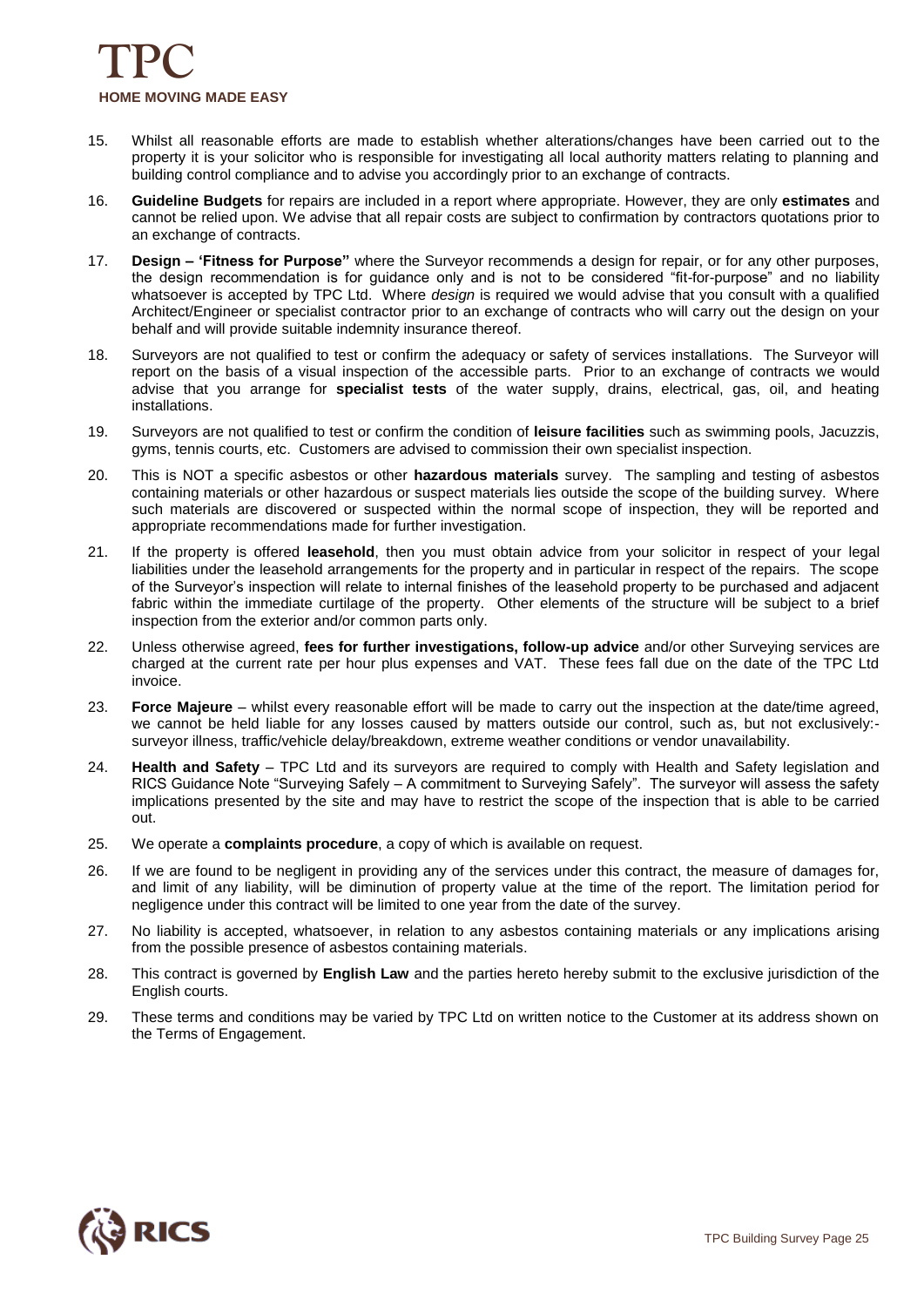15. Whilst all reasonable efforts are made to establish whether alterations/changes have been carried out to the property it is your solicitor who is responsible for investigating all local authority matters relating to planning and building control compliance and to advise you accordingly prior to an exchange of contracts.

16. **Guideline Budgets** for repairs are included in a report where appropriate. However, they are only **estimates** and cannot be relied upon. We advise that all repair costs are subject to confirmation by contractors quotations prior to an exchange of contracts.

17. **Design – 'Fitness for Purpose"** where the Surveyor recommends a design for repair, or for any other purposes, the design recommendation is for guidance only and is not to be considered "fit-for-purpose" and no liability whatsoever is accepted by TPC Ltd. Where *design* is required we would advise that you consult with a qualified Architect/Engineer or specialist contractor prior to an exchange of contracts who will carry out the design on your behalf and will provide suitable indemnity insurance thereof.

18. Surveyors are not qualified to test or confirm the adequacy or safety of services installations. The Surveyor will report on the basis of a visual inspection of the accessible parts. Prior to an exchange of contracts we would advise that you arrange for **specialist tests** of the water supply, drains, electrical, gas, oil, and heating installations.

19. Surveyors are not qualified to test or confirm the condition of **leisure facilities** such as swimming pools, Jacuzzis, gyms, tennis courts, etc. Customers are advised to commission their own specialist inspection.

20. This is NOT a specific asbestos or other **hazardous materials** survey. The sampling and testing of asbestos containing materials or other hazardous or suspect materials lies outside the scope of the building survey. Where such materials are discovered or suspected within the normal scope of inspection, they will be reported and appropriate recommendations made for further investigation.

21. If the property is offered **leasehold**, then you must obtain advice from your solicitor in respect of your legal liabilities under the leasehold arrangements for the property and in particular in respect of the repairs. The scope of the Surveyor's inspection will relate to internal finishes of the leasehold property to be purchased and adjacent fabric within the immediate curtilage of the property. Other elements of the structure will be subject to a brief inspection from the exterior and/or common parts only.

22. Unless otherwise agreed, **fees for further investigations, follow-up advice** and/or other Surveying services are charged at the current rate per hour plus expenses and VAT. These fees fall due on the date of the TPC Ltd invoice.

23. **Force Majeure** – whilst every reasonable effort will be made to carry out the inspection at the date/time agreed, we cannot be held liable for any losses caused by matters outside our control, such as, but not exclusively:- surveyor illness, traffic/vehicle delay/breakdown, extreme weather conditions or vendor unavailability.

24. **Health and Safety** – TPC Ltd and its surveyors are required to comply with Health and Safety legislation and RICS Guidance Note "Surveying Safely – A commitment to Surveying Safely". The surveyor will assess the safety implications presented by the site and may have to restrict the scope of the inspection that is able to be carried out.

25. We operate a **complaints procedure**, a copy of which is available on request.

26. If we are found to be negligent in providing any of the services under this contract, the measure of damages for, and limit of any liability, will be diminution of property value at the time of the report. The limitation period for negligence under this contract will be limited to one year from the date of the survey.

27. No liability is accepted, whatsoever, in relation to any asbestos containing materials or any implications arising from the possible presence of asbestos containing materials.

28. This contract is governed by **English Law** and the parties hereto hereby submit to the exclusive jurisdiction of the English courts.

29. These terms and conditions may be varied by TPC Ltd on written notice to the Customer at its address shown on the Terms of Engagement.